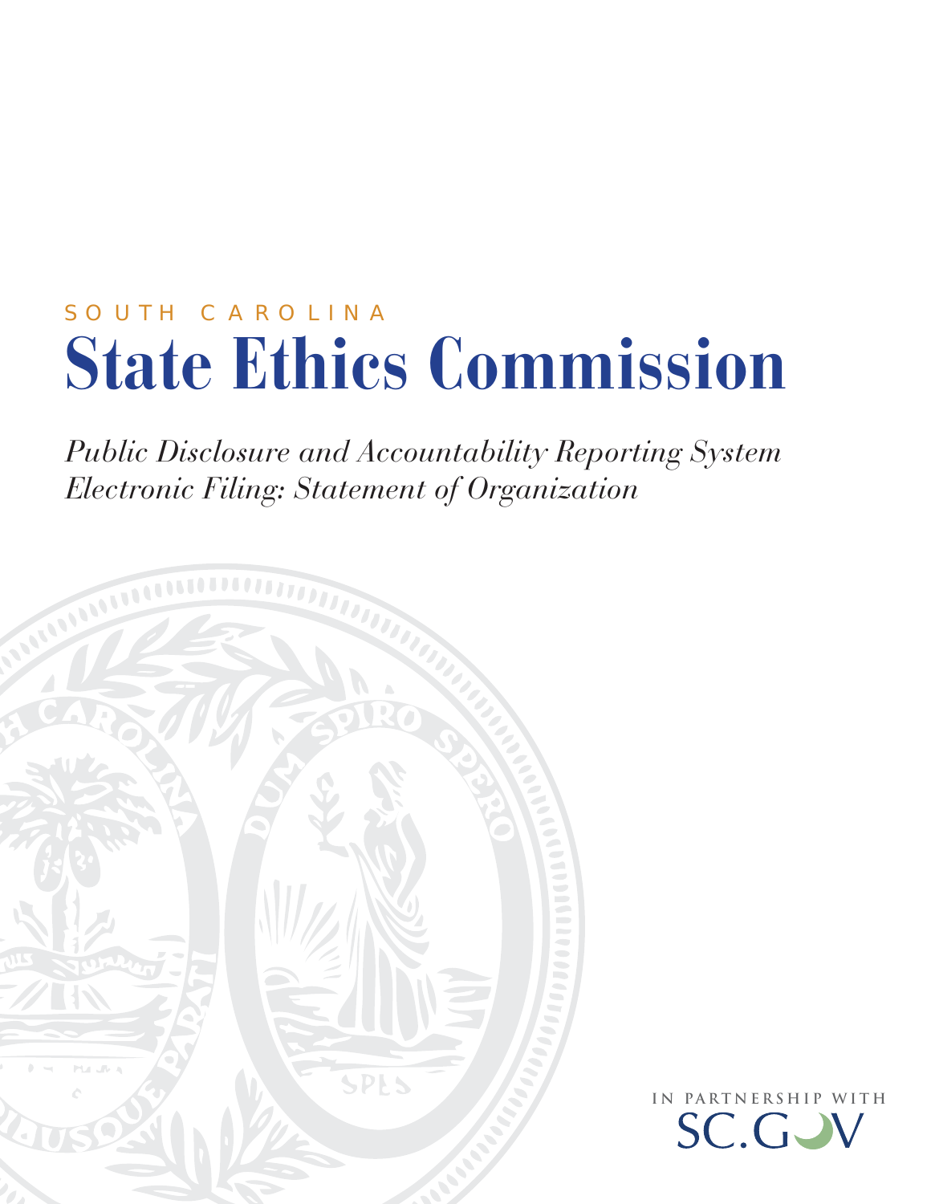SOUTH CAROLINA

# State Ethics Commission

*Public Disclosure and Accountability Reporting System*
*Electronic Filing: Statement of Organization*

IN PARTNERSHIP WITH
SC.GOV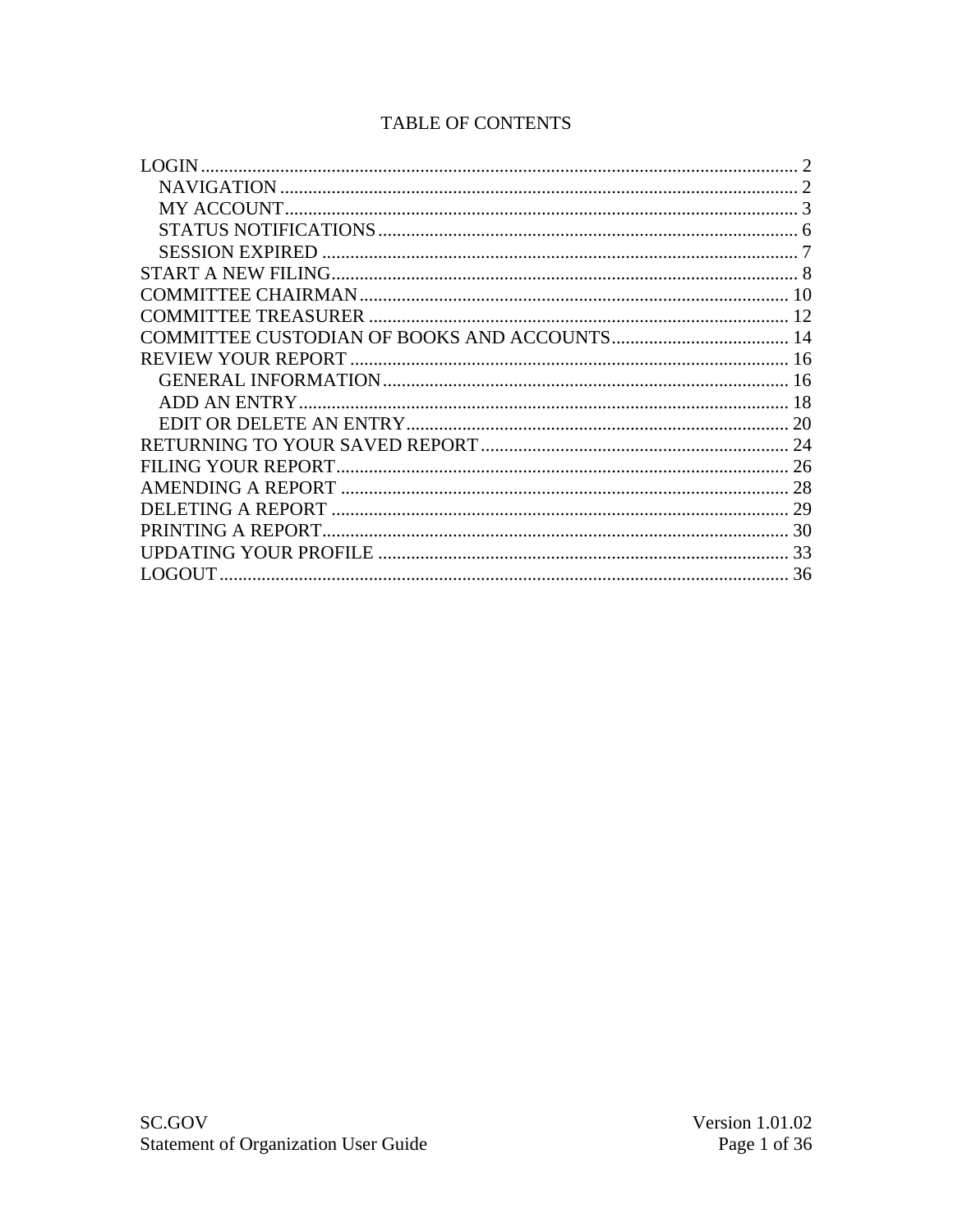# TABLE OF CONTENTS

- LOGIN ........ 2
  - NAVIGATION ........ 2
  - MY ACCOUNT ........ 3
  - STATUS NOTIFICATIONS ........ 6
  - SESSION EXPIRED ........ 7
- START A NEW FILING ........ 8
- COMMITTEE CHAIRMAN ........ 10
- COMMITTEE TREASURER ........ 12
- COMMITTEE CUSTODIAN OF BOOKS AND ACCOUNTS ........ 14
- REVIEW YOUR REPORT ........ 16
  - GENERAL INFORMATION ........ 16
  - ADD AN ENTRY ........ 18
  - EDIT OR DELETE AN ENTRY ........ 20
- RETURNING TO YOUR SAVED REPORT ........ 24
- FILING YOUR REPORT ........ 26
- AMENDING A REPORT ........ 28
- DELETING A REPORT ........ 29
- PRINTING A REPORT ........ 30
- UPDATING YOUR PROFILE ........ 33
- LOGOUT ........ 36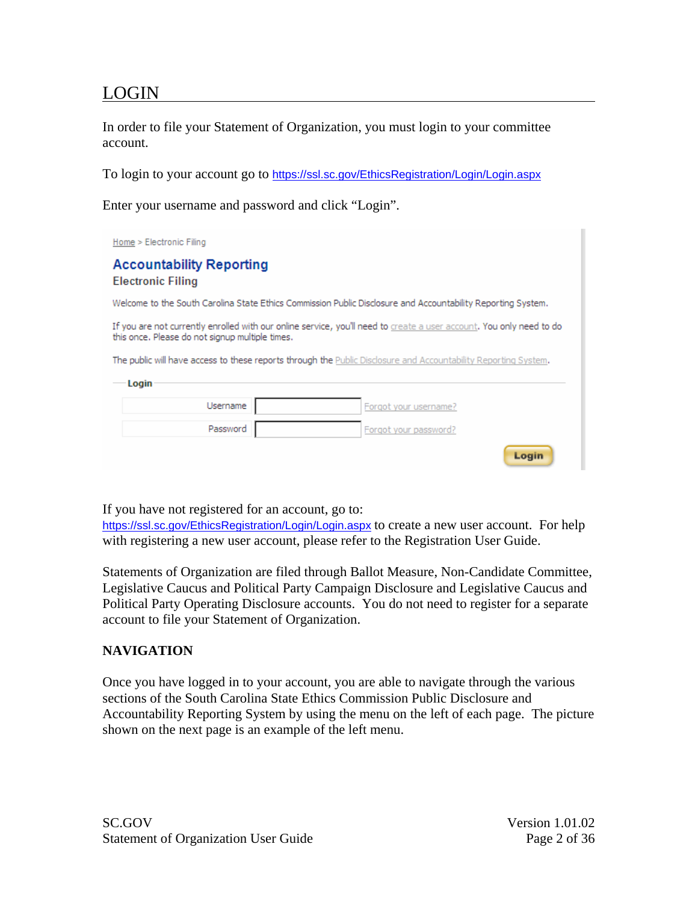## LOGIN

In order to file your Statement of Organization, you must login to your committee account.

To login to your account go to https://ssl.sc.gov/EthicsRegistration/Login/Login.aspx

Enter your username and password and click "Login".

Home > Electronic Filing

**Accountability Reporting**

**Electronic Filing**

Welcome to the South Carolina State Ethics Commission Public Disclosure and Accountability Reporting System.

If you are not currently enrolled with our online service, you'll need to create a user account. You only need to do this once. Please do not signup multiple times.

The public will have access to these reports through the Public Disclosure and Accountability Reporting System.

**Login**

Username | Forgot your username?

Password | Forgot your password?

**Login**

If you have not registered for an account, go to: https://ssl.sc.gov/EthicsRegistration/Login/Login.aspx to create a new user account. For help with registering a new user account, please refer to the Registration User Guide.

Statements of Organization are filed through Ballot Measure, Non-Candidate Committee, Legislative Caucus and Political Party Campaign Disclosure and Legislative Caucus and Political Party Operating Disclosure accounts. You do not need to register for a separate account to file your Statement of Organization.

### NAVIGATION

Once you have logged in to your account, you are able to navigate through the various sections of the South Carolina State Ethics Commission Public Disclosure and Accountability Reporting System by using the menu on the left of each page. The picture shown on the next page is an example of the left menu.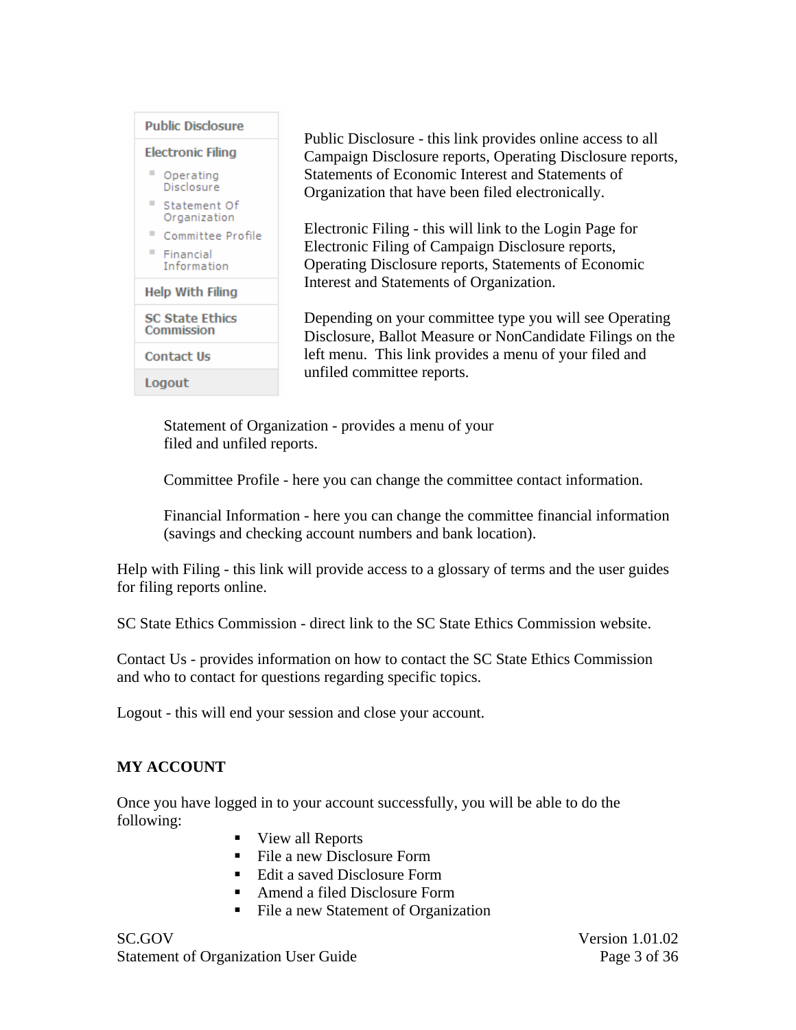Public Disclosure - this link provides online access to all Campaign Disclosure reports, Operating Disclosure reports, Statements of Economic Interest and Statements of Organization that have been filed electronically.

Electronic Filing - this will link to the Login Page for Electronic Filing of Campaign Disclosure reports, Operating Disclosure reports, Statements of Economic Interest and Statements of Organization.

Depending on your committee type you will see Operating Disclosure, Ballot Measure or NonCandidate Filings on the left menu. This link provides a menu of your filed and unfiled committee reports.

Statement of Organization - provides a menu of your filed and unfiled reports.

Committee Profile - here you can change the committee contact information.

Financial Information - here you can change the committee financial information (savings and checking account numbers and bank location).

Help with Filing - this link will provide access to a glossary of terms and the user guides for filing reports online.

SC State Ethics Commission - direct link to the SC State Ethics Commission website.

Contact Us - provides information on how to contact the SC State Ethics Commission and who to contact for questions regarding specific topics.

Logout - this will end your session and close your account.

**MY ACCOUNT**

Once you have logged in to your account successfully, you will be able to do the following:

- View all Reports
- File a new Disclosure Form
- Edit a saved Disclosure Form
- Amend a filed Disclosure Form
- File a new Statement of Organization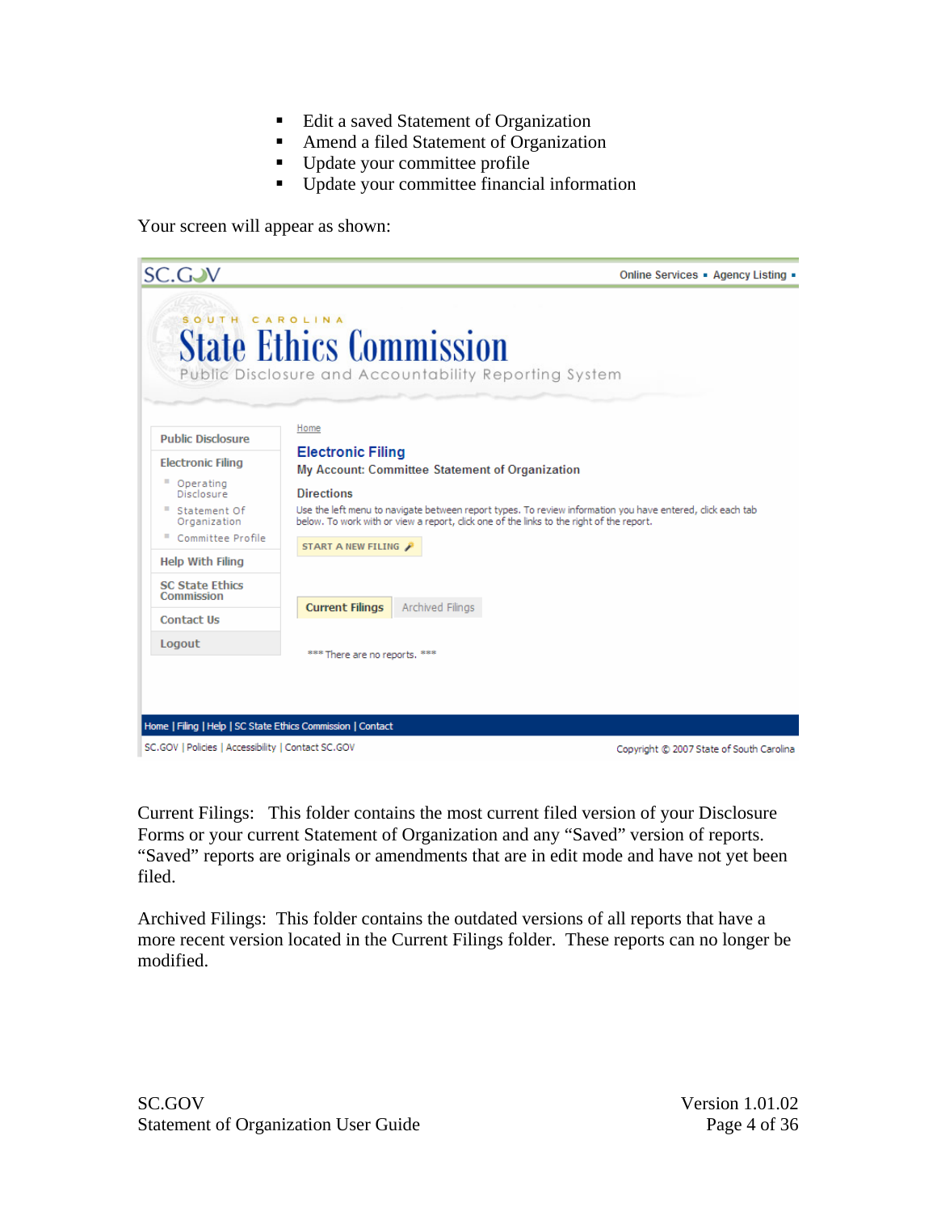- Edit a saved Statement of Organization
- Amend a filed Statement of Organization
- Update your committee profile
- Update your committee financial information

Your screen will appear as shown:

Current Filings: This folder contains the most current filed version of your Disclosure Forms or your current Statement of Organization and any "Saved" version of reports. "Saved" reports are originals or amendments that are in edit mode and have not yet been filed.

Archived Filings: This folder contains the outdated versions of all reports that have a more recent version located in the Current Filings folder. These reports can no longer be modified.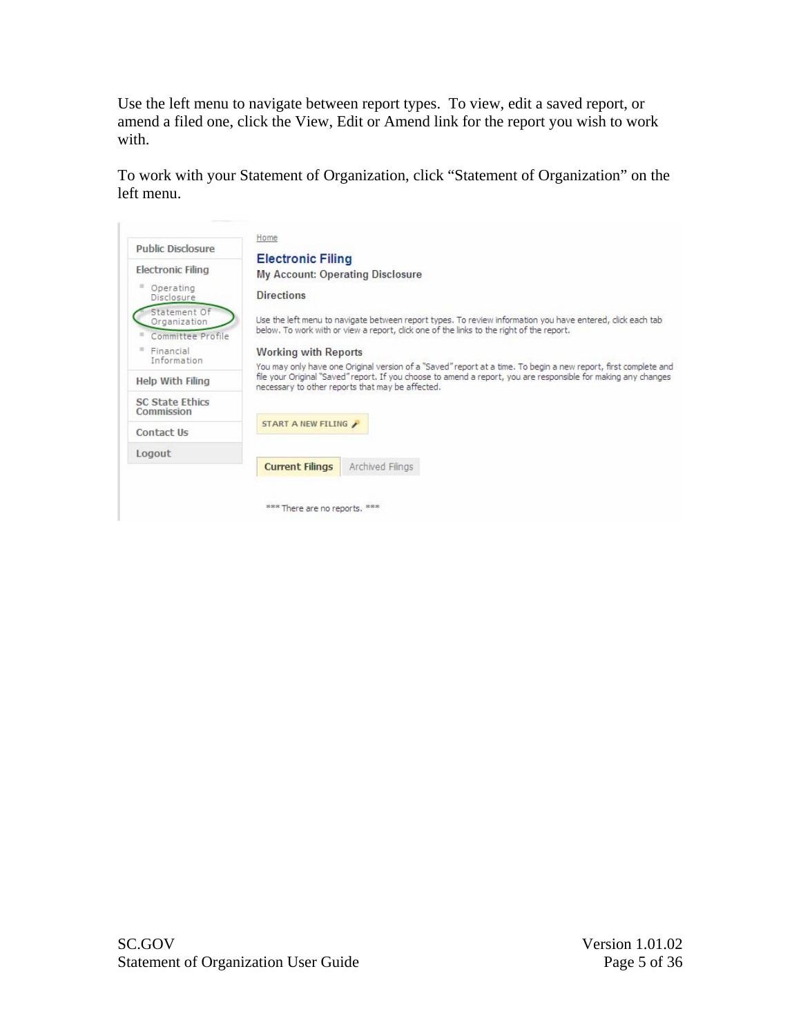Use the left menu to navigate between report types. To view, edit a saved report, or amend a filed one, click the View, Edit or Amend link for the report you wish to work with.

To work with your Statement of Organization, click “Statement of Organization” on the left menu.

Public Disclosure
Electronic Filing
- Operating Disclosure
- Statement Of Organization
- Committee Profile
- Financial Information

Help With Filing
SC State Ethics Commission
Contact Us
Logout

Home

## Electronic Filing

My Account: Operating Disclosure

### Directions

Use the left menu to navigate between report types. To review information you have entered, click each tab below. To work with or view a report, click one of the links to the right of the report.

### Working with Reports

You may only have one Original version of a "Saved" report at a time. To begin a new report, first complete and file your Original "Saved" report. If you choose to amend a report, you are responsible for making any changes necessary to other reports that may be affected.

START A NEW FILING

Current Filings | Archived Filings

*** There are no reports. ***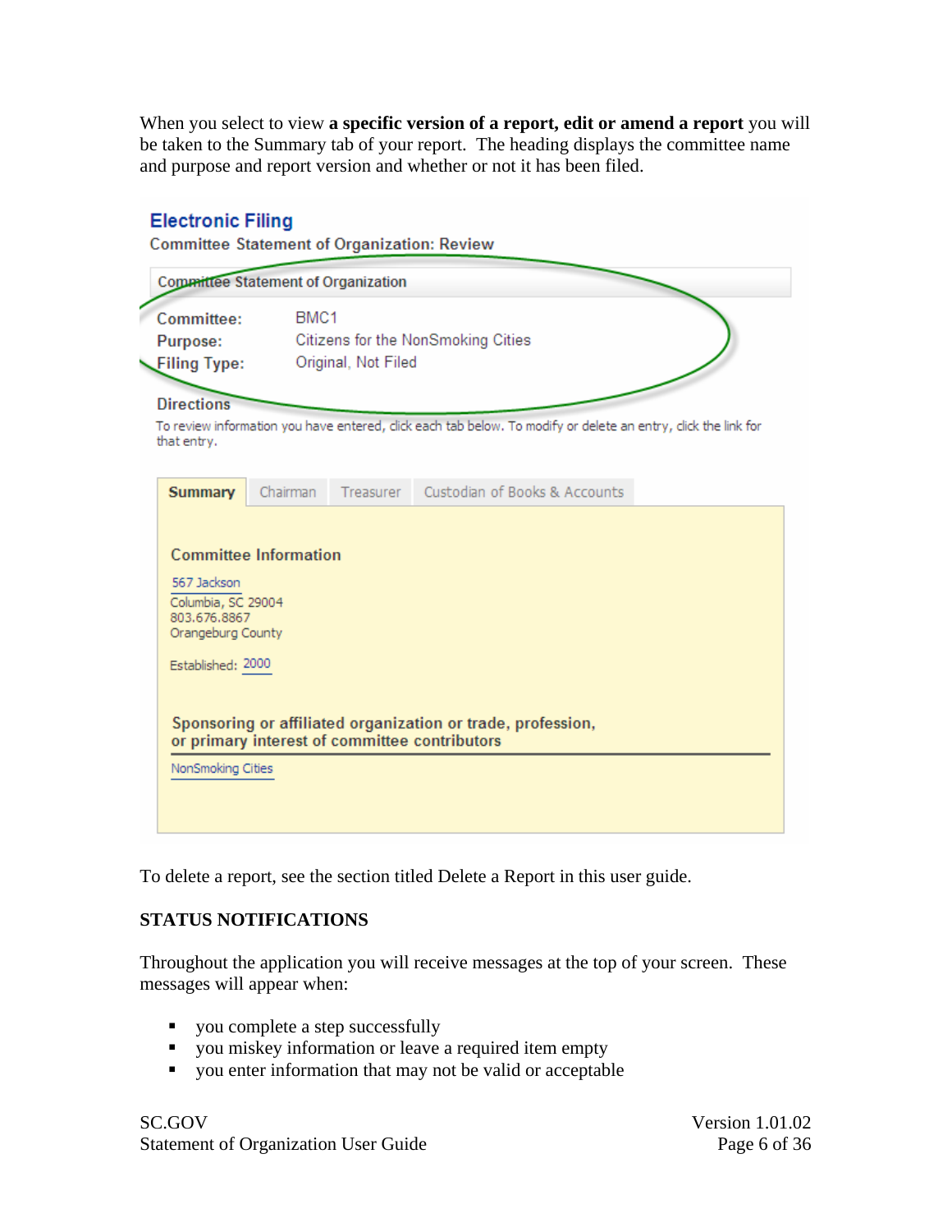When you select to view **a specific version of a report, edit or amend a report** you will be taken to the Summary tab of your report. The heading displays the committee name and purpose and report version and whether or not it has been filed.

**Electronic Filing**

Committee Statement of Organization: Review

Committee Statement of Organization

| | |
|---|---|
| Committee: | BMC1 |
| Purpose: | Citizens for the NonSmoking Cities |
| Filing Type: | Original, Not Filed |

**Directions**

To review information you have entered, click each tab below. To modify or delete an entry, click the link for that entry.

**Summary** | Chairman | Treasurer | Custodian of Books & Accounts

**Committee Information**

567 Jackson
Columbia, SC 29004
803.676.8867
Orangeburg County

Established: 2000

**Sponsoring or affiliated organization or trade, profession, or primary interest of committee contributors**

NonSmoking Cities

To delete a report, see the section titled Delete a Report in this user guide.

## STATUS NOTIFICATIONS

Throughout the application you will receive messages at the top of your screen. These messages will appear when:

- you complete a step successfully
- you miskey information or leave a required item empty
- you enter information that may not be valid or acceptable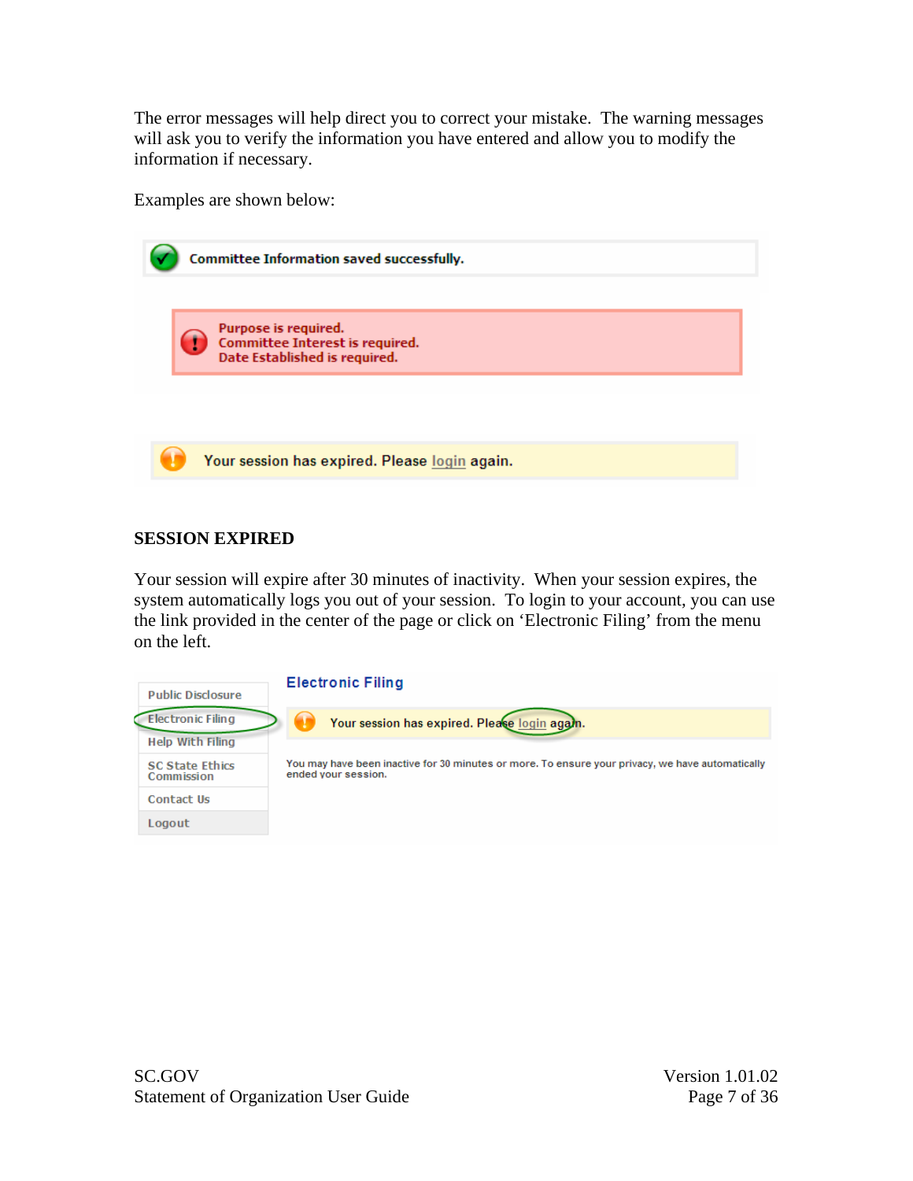The error messages will help direct you to correct your mistake. The warning messages will ask you to verify the information you have entered and allow you to modify the information if necessary.

Examples are shown below:

Committee Information saved successfully.

Purpose is required.
Committee Interest is required.
Date Established is required.

Your session has expired. Please login again.

**SESSION EXPIRED**

Your session will expire after 30 minutes of inactivity. When your session expires, the system automatically logs you out of your session. To login to your account, you can use the link provided in the center of the page or click on 'Electronic Filing' from the menu on the left.

- Public Disclosure
- Electronic Filing
- Help With Filing
- SC State Ethics Commission
- Contact Us
- Logout

**Electronic Filing**

Your session has expired. Please login again.

You may have been inactive for 30 minutes or more. To ensure your privacy, we have automatically ended your session.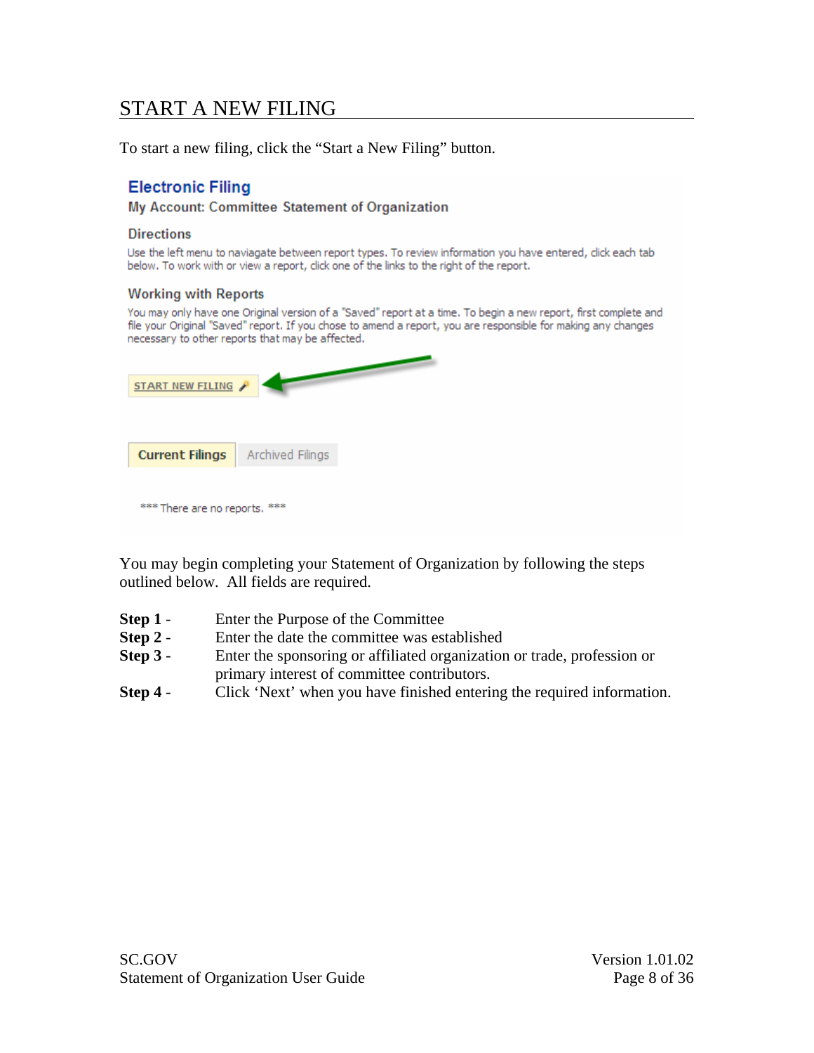# START A NEW FILING

To start a new filing, click the “Start a New Filing” button.

You may begin completing your Statement of Organization by following the steps outlined below. All fields are required.

**Step 1** - Enter the Purpose of the Committee

**Step 2** - Enter the date the committee was established

**Step 3** - Enter the sponsoring or affiliated organization or trade, profession or primary interest of committee contributors.

**Step 4** - Click ‘Next’ when you have finished entering the required information.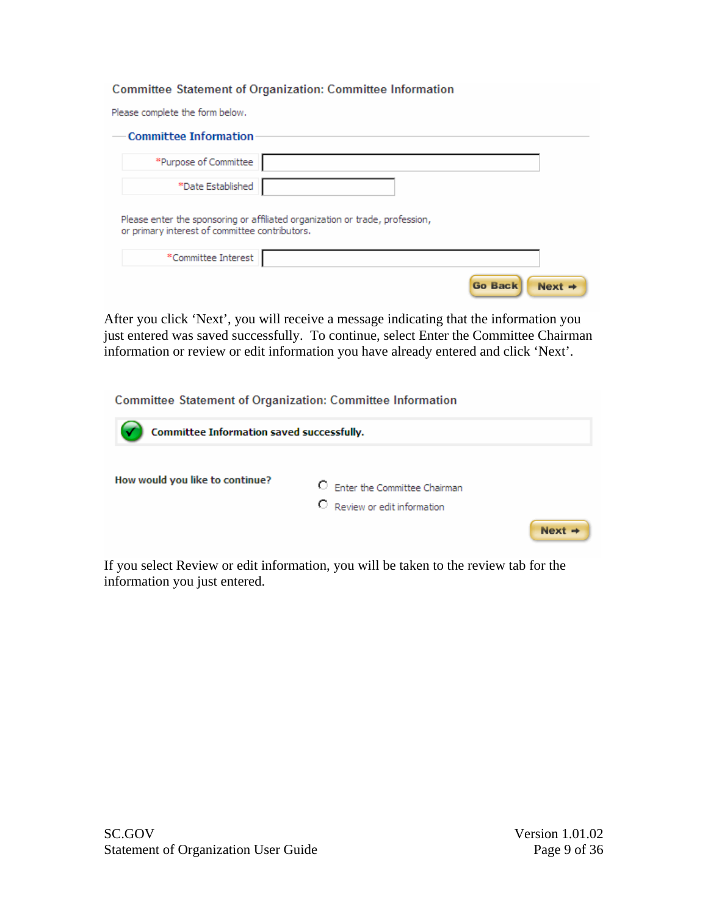**Committee Statement of Organization: Committee Information**

Please complete the form below.

**Committee Information**

| | |
|---|---|
| *Purpose of Committee | |
| *Date Established | |

Please enter the sponsoring or affiliated organization or trade, profession, or primary interest of committee contributors.

| | |
|---|---|
| *Committee Interest | |

Go Back | Next →

After you click 'Next', you will receive a message indicating that the information you just entered was saved successfully. To continue, select Enter the Committee Chairman information or review or edit information you have already entered and click 'Next'.

**Committee Statement of Organization: Committee Information**

✓ **Committee Information saved successfully.**

**How would you like to continue?**

- ○ Enter the Committee Chairman
- ○ Review or edit information

Next →

If you select Review or edit information, you will be taken to the review tab for the information you just entered.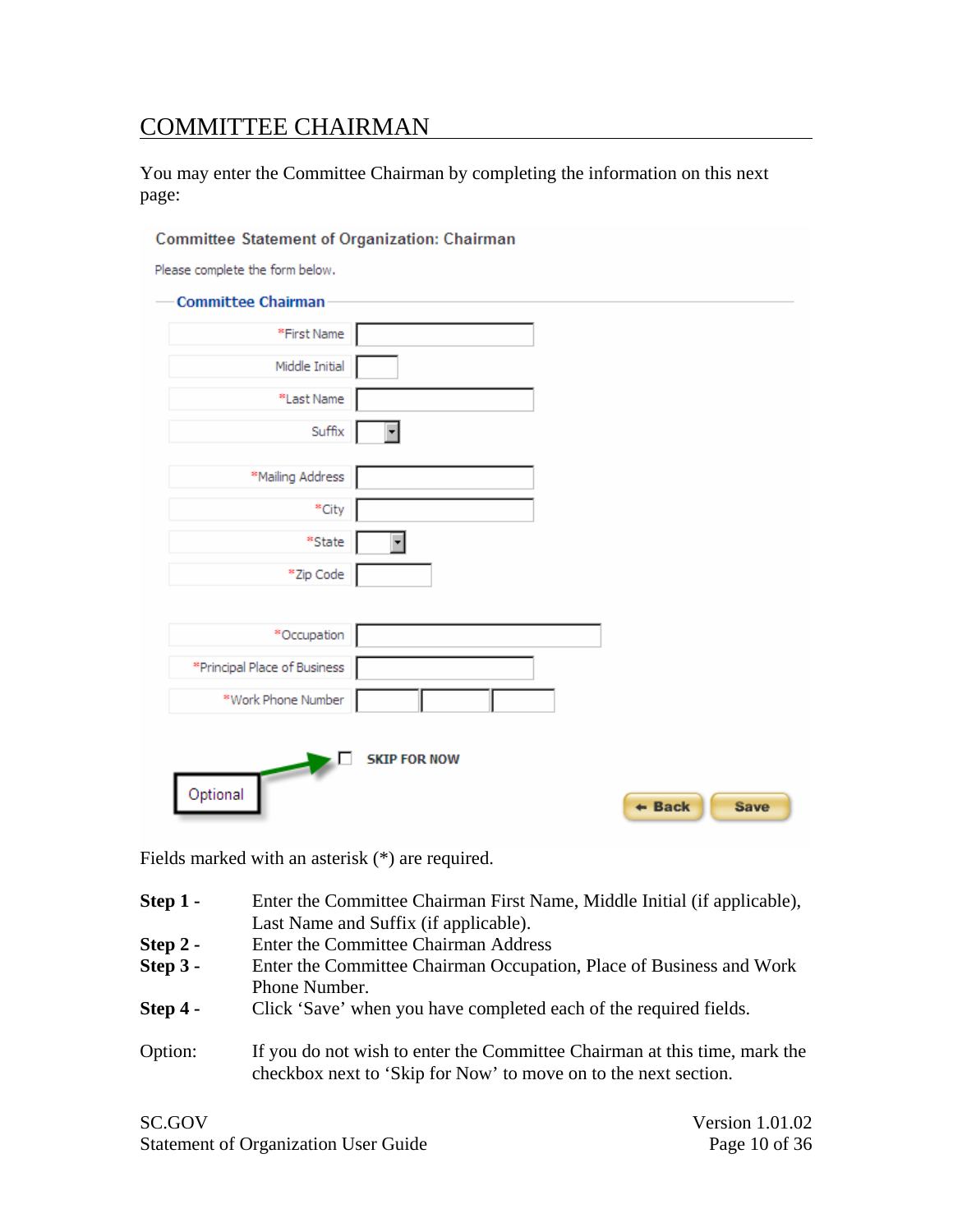## COMMITTEE CHAIRMAN

You may enter the Committee Chairman by completing the information on this next page:

Committee Statement of Organization: Chairman

Please complete the form below.

Committee Chairman

*First Name

Middle Initial

*Last Name

Suffix

*Mailing Address

*City

*State

*Zip Code

*Occupation

*Principal Place of Business

*Work Phone Number

SKIP FOR NOW

Optional

Back Save

Fields marked with an asterisk (*) are required.

**Step 1 -** Enter the Committee Chairman First Name, Middle Initial (if applicable), Last Name and Suffix (if applicable).

**Step 2 -** Enter the Committee Chairman Address

**Step 3 -** Enter the Committee Chairman Occupation, Place of Business and Work Phone Number.

**Step 4 -** Click 'Save' when you have completed each of the required fields.

Option: If you do not wish to enter the Committee Chairman at this time, mark the checkbox next to 'Skip for Now' to move on to the next section.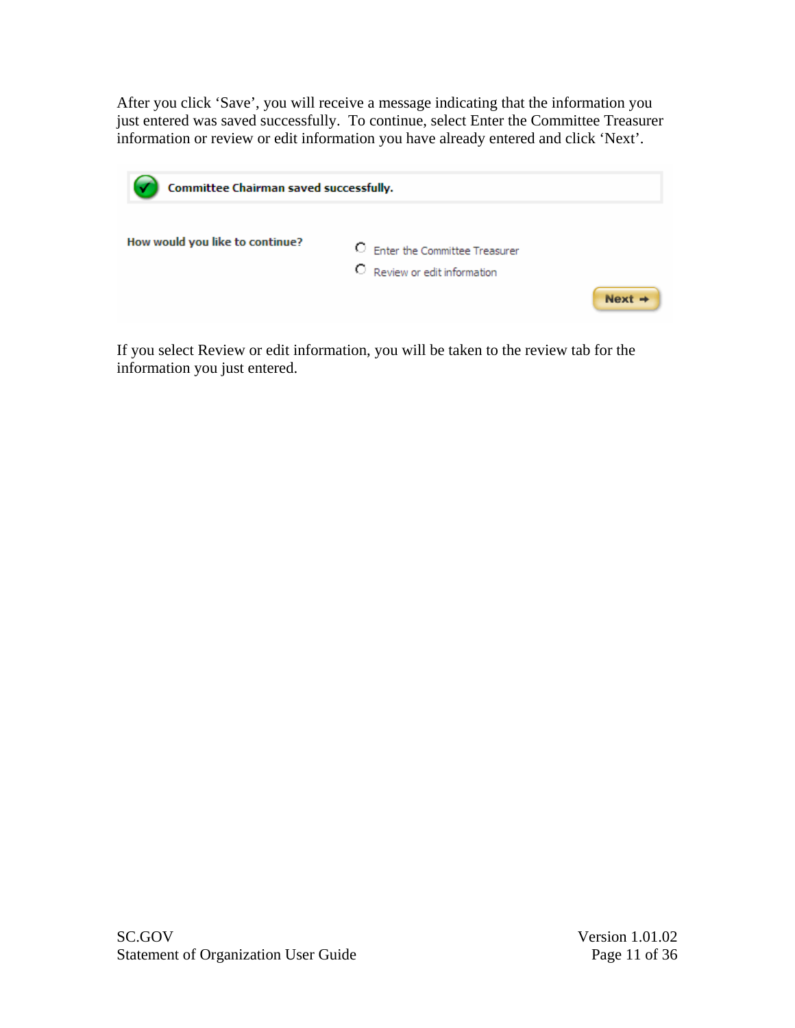After you click 'Save', you will receive a message indicating that the information you just entered was saved successfully. To continue, select Enter the Committee Treasurer information or review or edit information you have already entered and click 'Next'.

Committee Chairman saved successfully.

How would you like to continue?

- Enter the Committee Treasurer
- Review or edit information

Next

If you select Review or edit information, you will be taken to the review tab for the information you just entered.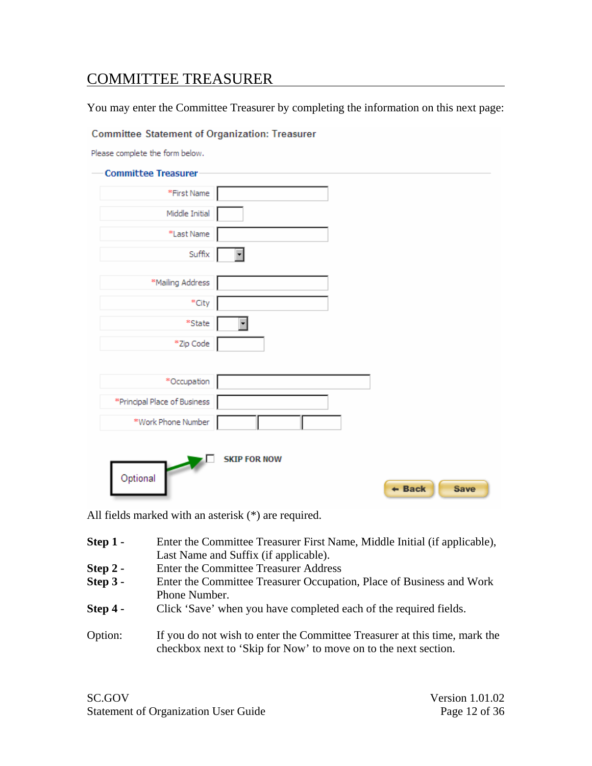## COMMITTEE TREASURER

You may enter the Committee Treasurer by completing the information on this next page:

**Committee Statement of Organization: Treasurer**

Please complete the form below.

**Committee Treasurer**

| Field | |
|---|---|
| *First Name | |
| Middle Initial | |
| *Last Name | |
| Suffix | |
| *Mailing Address | |
| *City | |
| *State | |
| *Zip Code | |
| *Occupation | |
| *Principal Place of Business | |
| *Work Phone Number | |

☐ SKIP FOR NOW

Optional

Back | Save

All fields marked with an asterisk (*) are required.

**Step 1 -** Enter the Committee Treasurer First Name, Middle Initial (if applicable), Last Name and Suffix (if applicable).

**Step 2 -** Enter the Committee Treasurer Address

**Step 3 -** Enter the Committee Treasurer Occupation, Place of Business and Work Phone Number.

**Step 4 -** Click 'Save' when you have completed each of the required fields.

Option: If you do not wish to enter the Committee Treasurer at this time, mark the checkbox next to 'Skip for Now' to move on to the next section.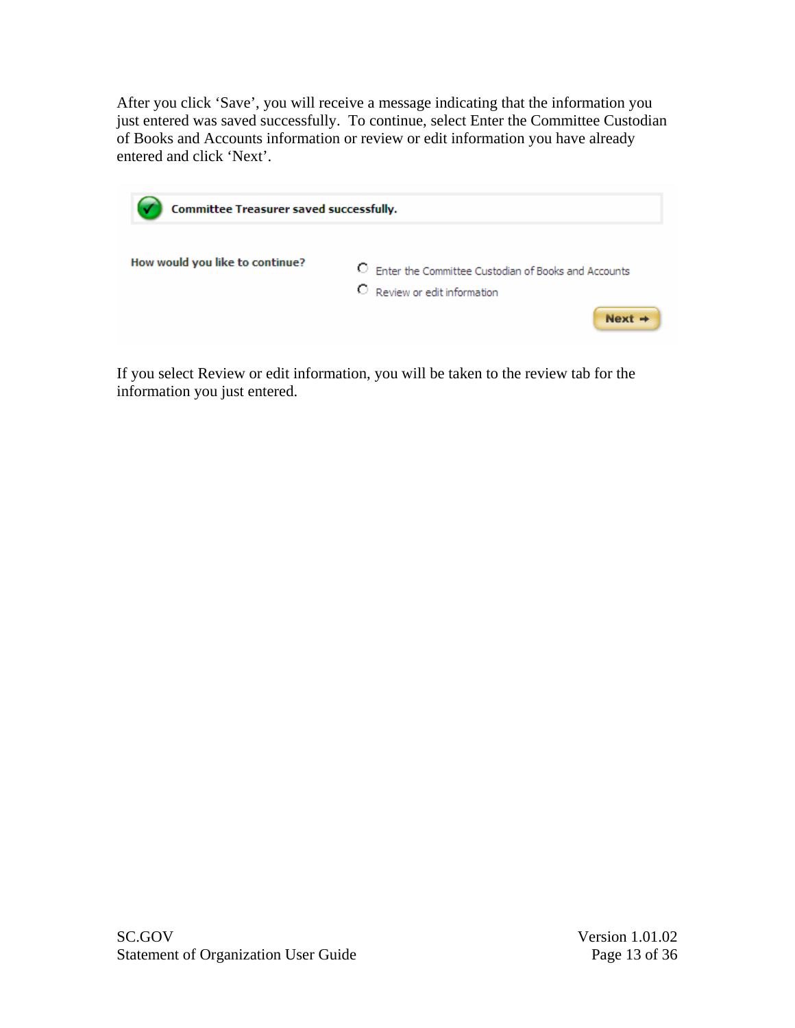After you click 'Save', you will receive a message indicating that the information you just entered was saved successfully. To continue, select Enter the Committee Custodian of Books and Accounts information or review or edit information you have already entered and click 'Next'.

Committee Treasurer saved successfully.

How would you like to continue?

- Enter the Committee Custodian of Books and Accounts
- Review or edit information

Next

If you select Review or edit information, you will be taken to the review tab for the information you just entered.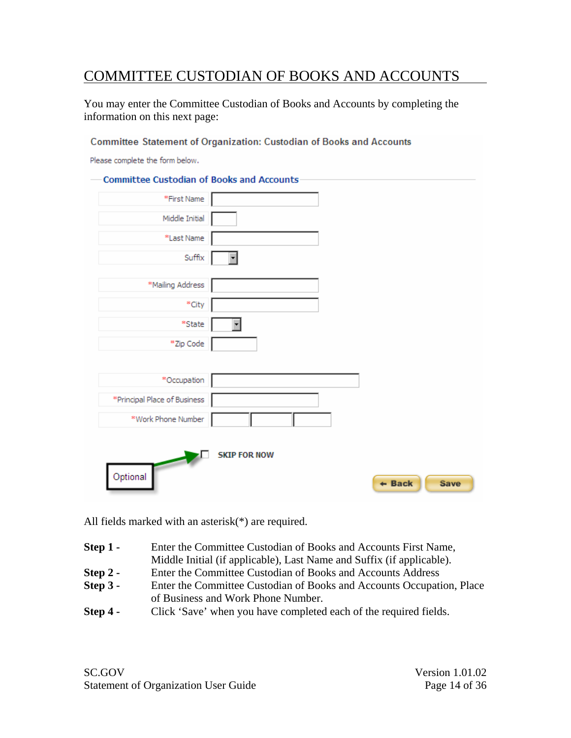# COMMITTEE CUSTODIAN OF BOOKS AND ACCOUNTS

You may enter the Committee Custodian of Books and Accounts by completing the information on this next page:

Committee Statement of Organization: Custodian of Books and Accounts

Please complete the form below.

**Committee Custodian of Books and Accounts**

*First Name

Middle Initial

*Last Name

Suffix

*Mailing Address

*City

*State

*Zip Code

*Occupation

*Principal Place of Business

*Work Phone Number

SKIP FOR NOW

Optional

Back Save

All fields marked with an asterisk(*) are required.

**Step 1 -** Enter the Committee Custodian of Books and Accounts First Name, Middle Initial (if applicable), Last Name and Suffix (if applicable).

**Step 2 -** Enter the Committee Custodian of Books and Accounts Address

**Step 3 -** Enter the Committee Custodian of Books and Accounts Occupation, Place of Business and Work Phone Number.

**Step 4 -** Click 'Save' when you have completed each of the required fields.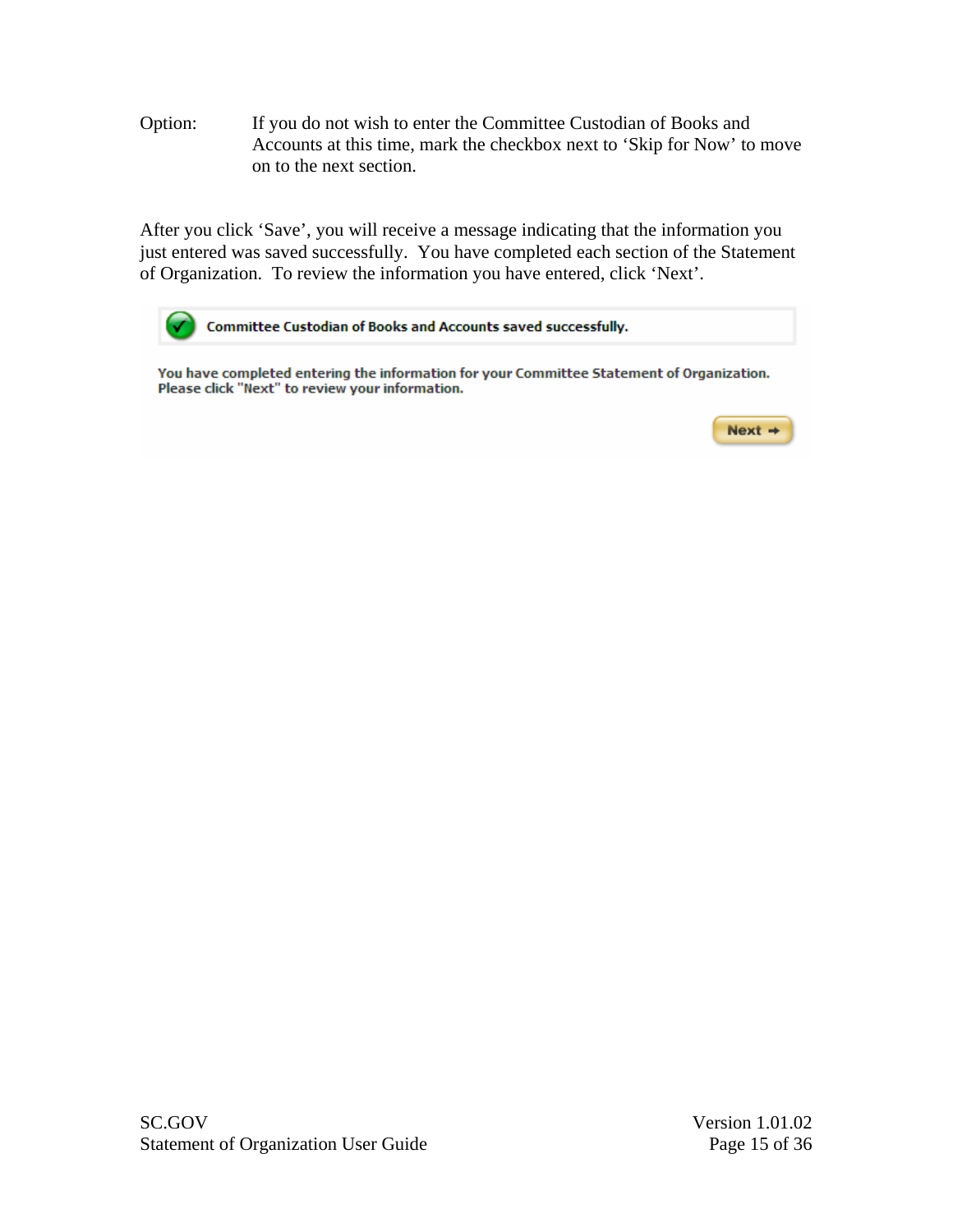Option: If you do not wish to enter the Committee Custodian of Books and Accounts at this time, mark the checkbox next to 'Skip for Now' to move on to the next section.

After you click 'Save', you will receive a message indicating that the information you just entered was saved successfully. You have completed each section of the Statement of Organization. To review the information you have entered, click 'Next'.

Committee Custodian of Books and Accounts saved successfully.

You have completed entering the information for your Committee Statement of Organization. Please click "Next" to review your information.

Next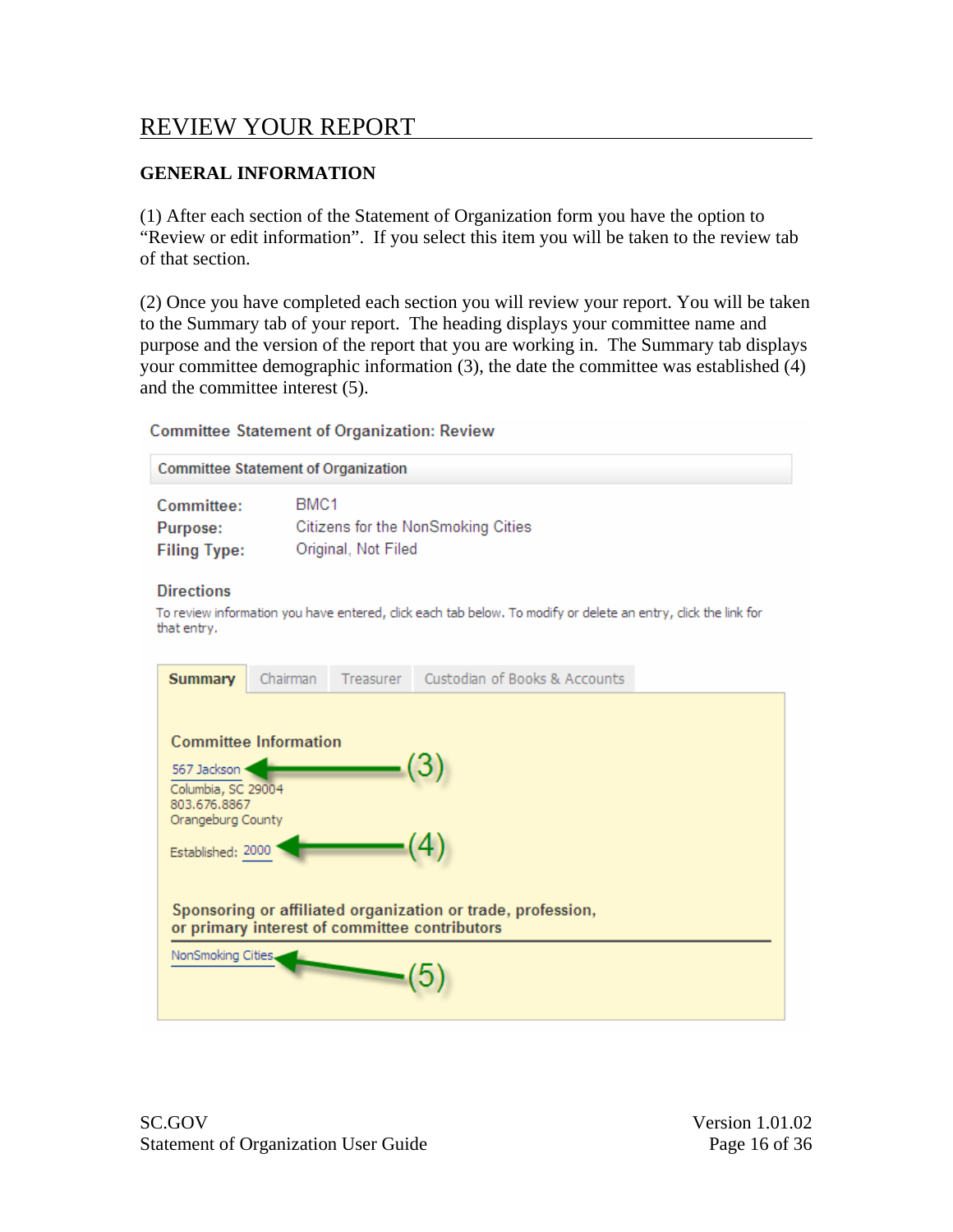# REVIEW YOUR REPORT

## GENERAL INFORMATION

(1) After each section of the Statement of Organization form you have the option to "Review or edit information". If you select this item you will be taken to the review tab of that section.

(2) Once you have completed each section you will review your report. You will be taken to the Summary tab of your report. The heading displays your committee name and purpose and the version of the report that you are working in. The Summary tab displays your committee demographic information (3), the date the committee was established (4) and the committee interest (5).

Committee Statement of Organization: Review

Committee Statement of Organization

**Committee:** BMC1
**Purpose:** Citizens for the NonSmoking Cities
**Filing Type:** Original, Not Filed

**Directions**

To review information you have entered, click each tab below. To modify or delete an entry, click the link for that entry.

Summary | Chairman | Treasurer | Custodian of Books & Accounts

**Committee Information**

567 Jackson (3)
Columbia, SC 29004
803.676.8867
Orangeburg County

Established: 2000 (4)

**Sponsoring or affiliated organization or trade, profession, or primary interest of committee contributors**

NonSmoking Cities (5)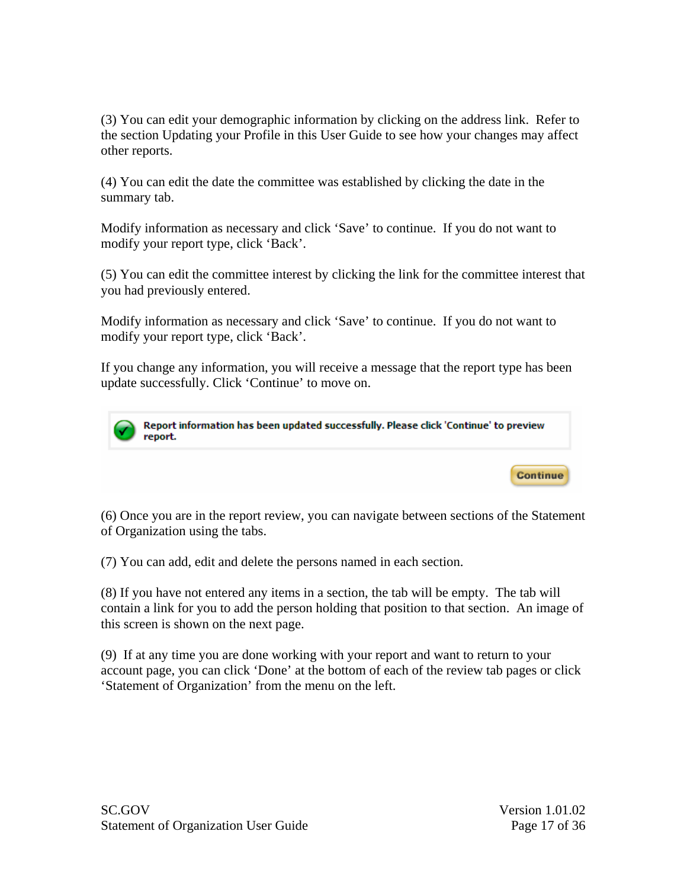(3) You can edit your demographic information by clicking on the address link. Refer to the section Updating your Profile in this User Guide to see how your changes may affect other reports.

(4) You can edit the date the committee was established by clicking the date in the summary tab.

Modify information as necessary and click 'Save' to continue. If you do not want to modify your report type, click 'Back'.

(5) You can edit the committee interest by clicking the link for the committee interest that you had previously entered.

Modify information as necessary and click 'Save' to continue. If you do not want to modify your report type, click 'Back'.

If you change any information, you will receive a message that the report type has been update successfully. Click 'Continue' to move on.

Report information has been updated successfully. Please click 'Continue' to preview report.

Continue

(6) Once you are in the report review, you can navigate between sections of the Statement of Organization using the tabs.

(7) You can add, edit and delete the persons named in each section.

(8) If you have not entered any items in a section, the tab will be empty. The tab will contain a link for you to add the person holding that position to that section. An image of this screen is shown on the next page.

(9) If at any time you are done working with your report and want to return to your account page, you can click 'Done' at the bottom of each of the review tab pages or click 'Statement of Organization' from the menu on the left.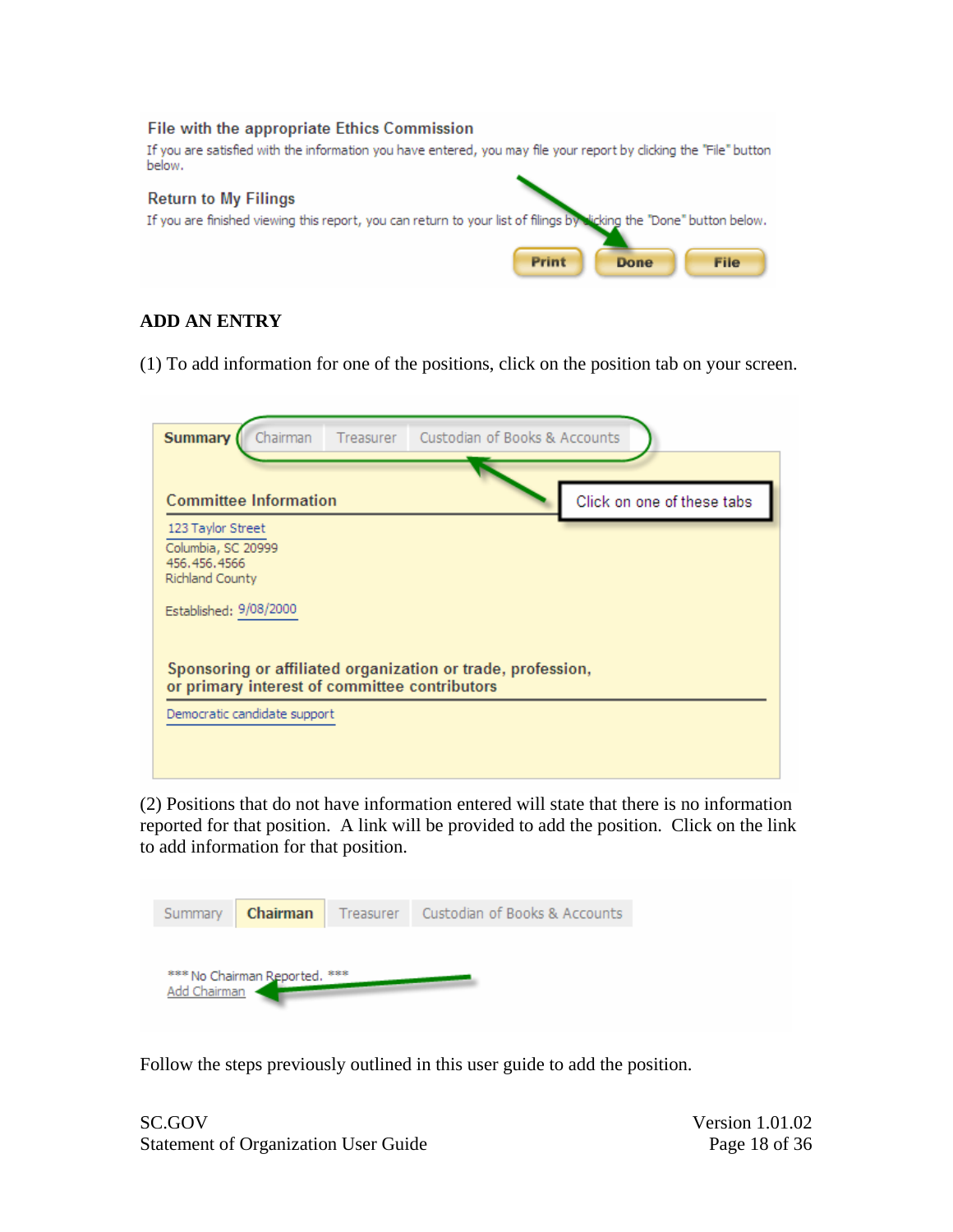**File with the appropriate Ethics Commission**

If you are satisfied with the information you have entered, you may file your report by clicking the "File" button below.

**Return to My Filings**

If you are finished viewing this report, you can return to your list of filings by clicking the "Done" button below.

Print | Done | File

**ADD AN ENTRY**

(1) To add information for one of the positions, click on the position tab on your screen.

Summary | Chairman | Treasurer | Custodian of Books & Accounts

Click on one of these tabs

**Committee Information**

123 Taylor Street
Columbia, SC 20999
456.456.4566
Richland County

Established: 9/08/2000

**Sponsoring or affiliated organization or trade, profession, or primary interest of committee contributors**

Democratic candidate support

(2) Positions that do not have information entered will state that there is no information reported for that position. A link will be provided to add the position. Click on the link to add information for that position.

Summary | Chairman | Treasurer | Custodian of Books & Accounts

*** No Chairman Reported. ***
Add Chairman

Follow the steps previously outlined in this user guide to add the position.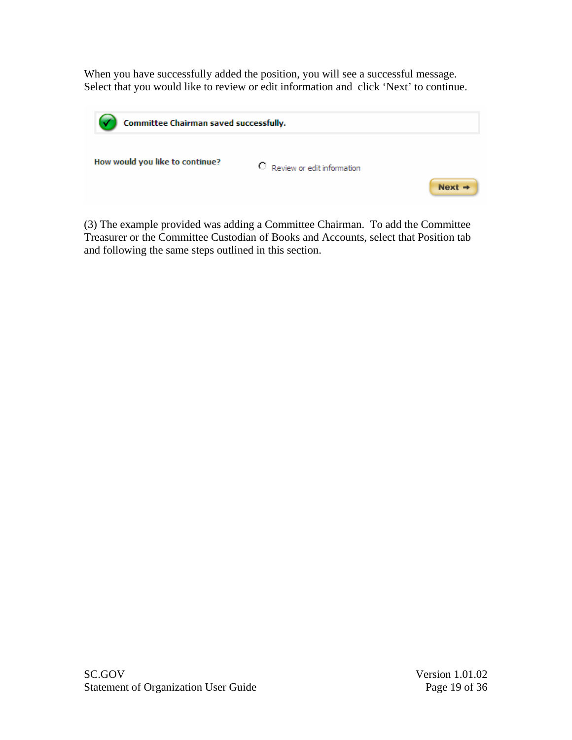When you have successfully added the position, you will see a successful message. Select that you would like to review or edit information and click 'Next' to continue.

Committee Chairman saved successfully.

How would you like to continue?

Review or edit information

Next

(3) The example provided was adding a Committee Chairman. To add the Committee Treasurer or the Committee Custodian of Books and Accounts, select that Position tab and following the same steps outlined in this section.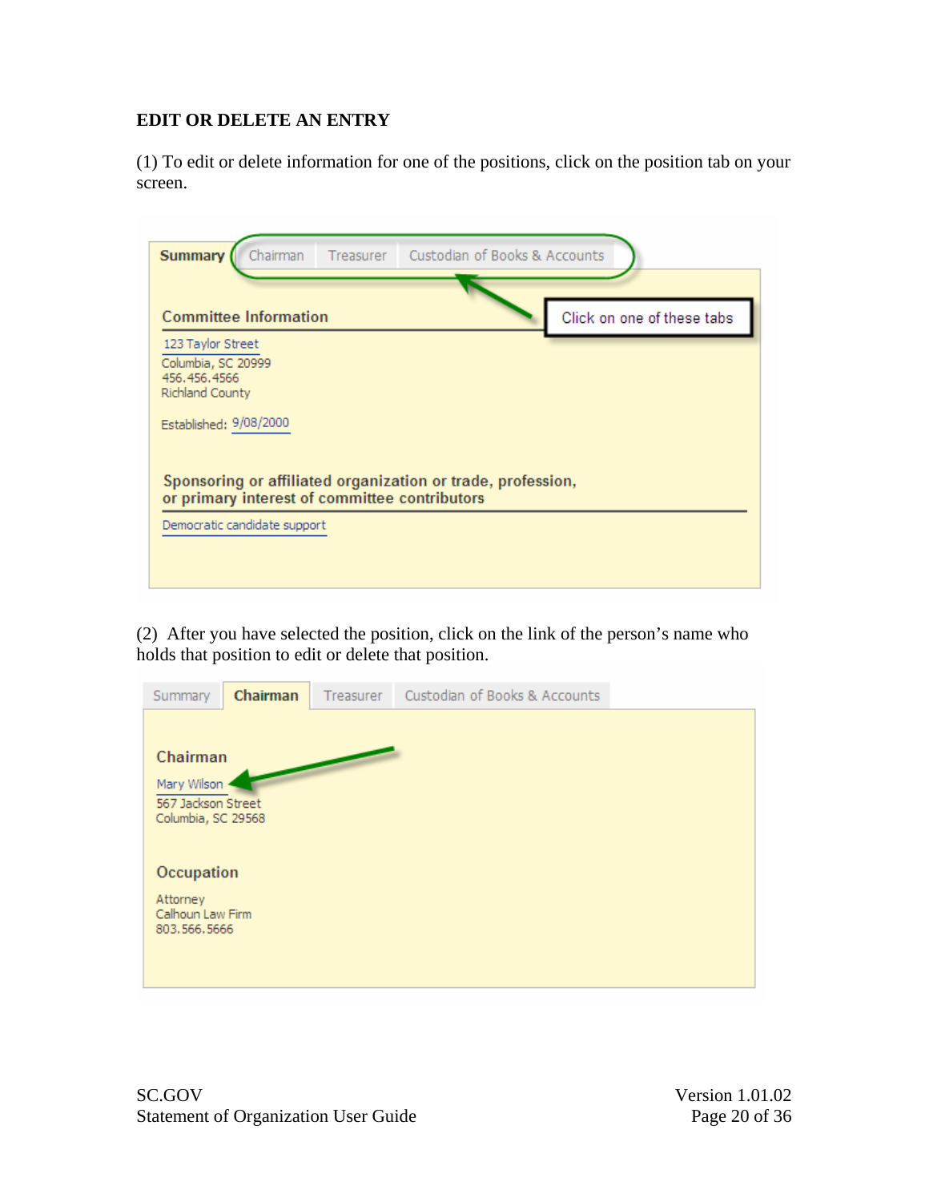## EDIT OR DELETE AN ENTRY

(1) To edit or delete information for one of the positions, click on the position tab on your screen.

Summary | Chairman | Treasurer | Custodian of Books & Accounts

Click on one of these tabs

**Committee Information**

123 Taylor Street
Columbia, SC 20999
456.456.4566
Richland County

Established: 9/08/2000

**Sponsoring or affiliated organization or trade, profession, or primary interest of committee contributors**

Democratic candidate support

(2) After you have selected the position, click on the link of the person's name who holds that position to edit or delete that position.

Summary | Chairman | Treasurer | Custodian of Books & Accounts

**Chairman**

Mary Wilson
567 Jackson Street
Columbia, SC 29568

**Occupation**

Attorney
Calhoun Law Firm
803.566.5666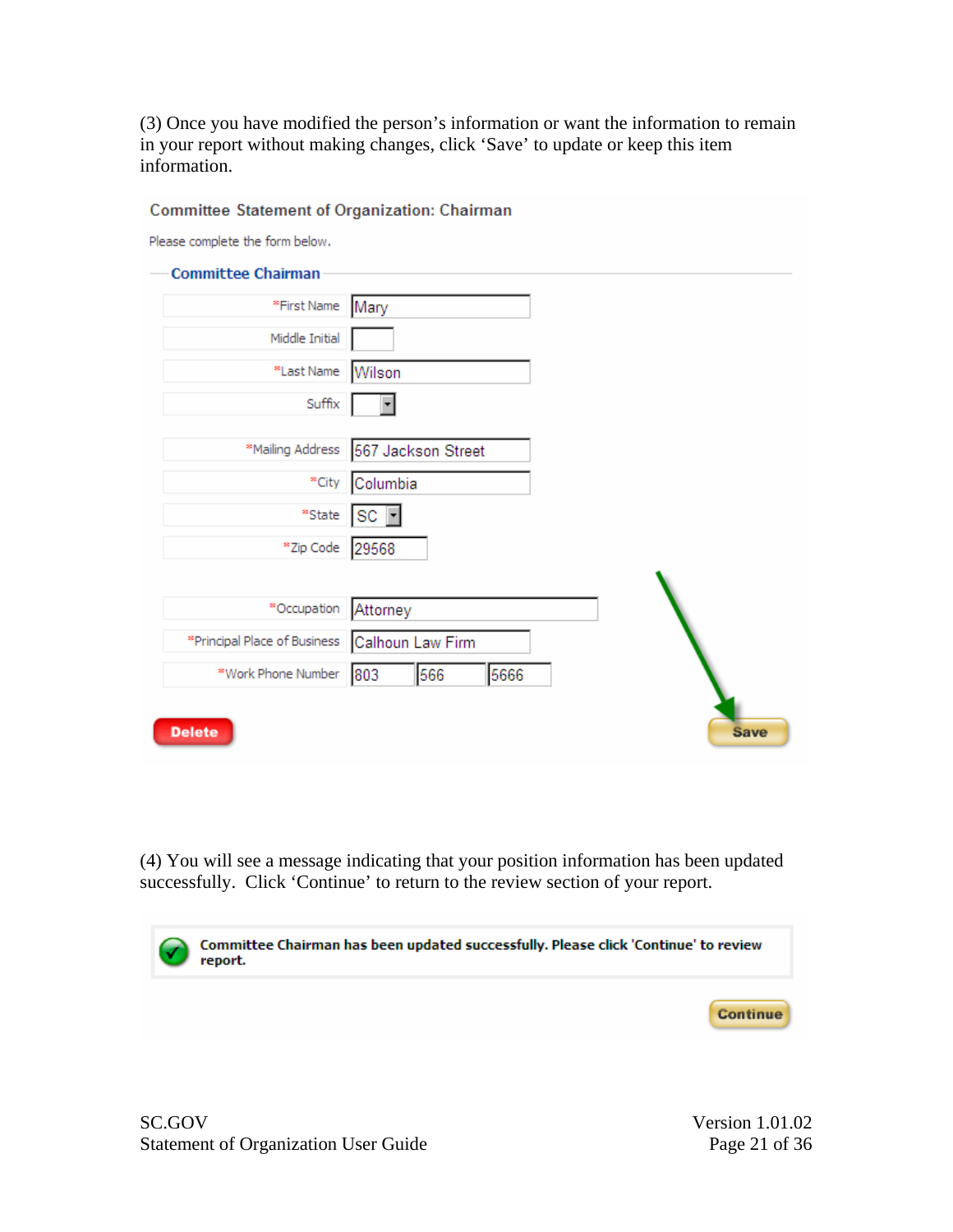(3) Once you have modified the person's information or want the information to remain in your report without making changes, click 'Save' to update or keep this item information.

**Committee Statement of Organization: Chairman**

Please complete the form below.

**Committee Chairman**

| Field | Value |
| --- | --- |
| *First Name | Mary |
| Middle Initial | |
| *Last Name | Wilson |
| Suffix | |
| *Mailing Address | 567 Jackson Street |
| *City | Columbia |
| *State | SC |
| *Zip Code | 29568 |
| *Occupation | Attorney |
| *Principal Place of Business | Calhoun Law Firm |
| *Work Phone Number | 803 566 5666 |

Delete    Save

(4) You will see a message indicating that your position information has been updated successfully. Click 'Continue' to return to the review section of your report.

**Committee Chairman has been updated successfully. Please click 'Continue' to review report.**

Continue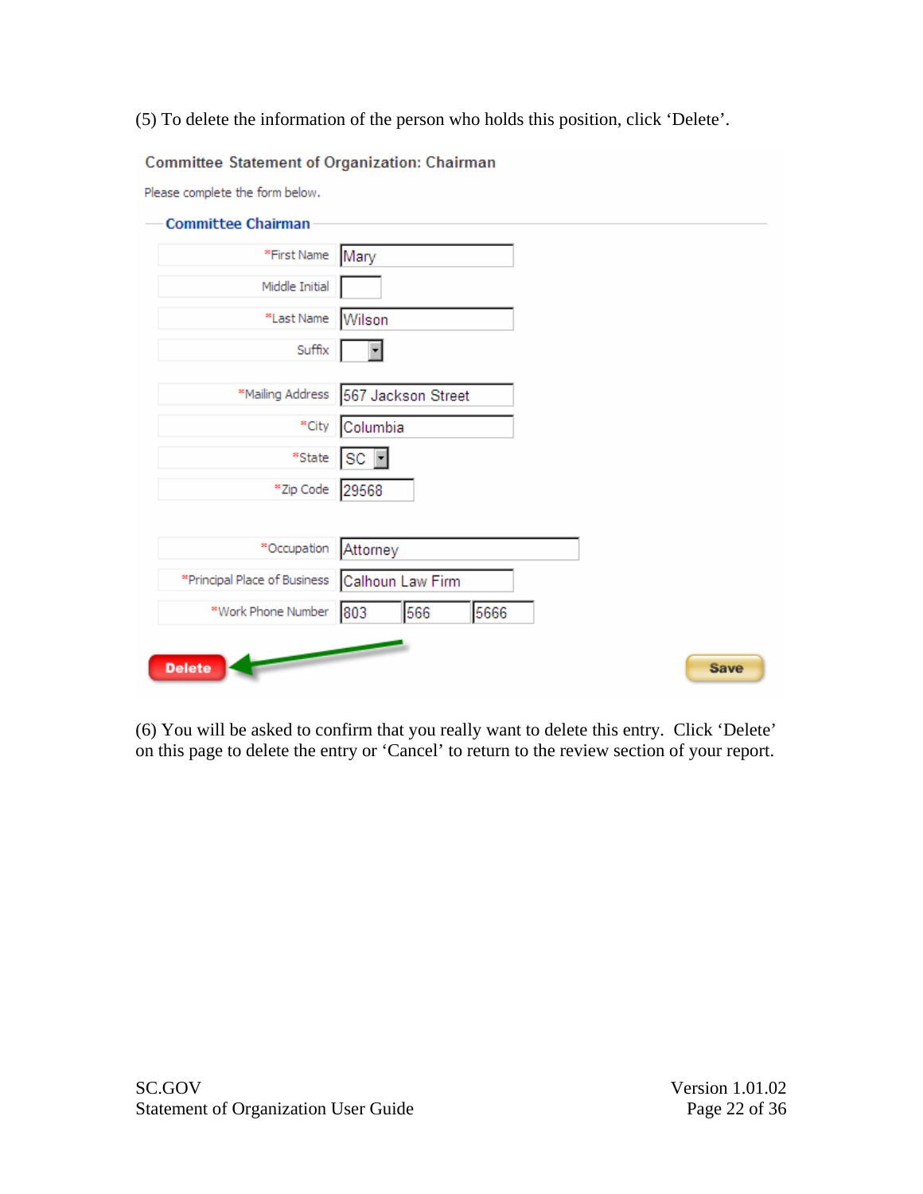(5) To delete the information of the person who holds this position, click ‘Delete’.

**Committee Statement of Organization: Chairman**

Please complete the form below.

**Committee Chairman**

| | |
|---|---|
| *First Name | Mary |
| Middle Initial | |
| *Last Name | Wilson |
| Suffix | |
| *Mailing Address | 567 Jackson Street |
| *City | Columbia |
| *State | SC |
| *Zip Code | 29568 |
| *Occupation | Attorney |
| *Principal Place of Business | Calhoun Law Firm |
| *Work Phone Number | 803 566 5666 |

Delete Save

(6) You will be asked to confirm that you really want to delete this entry. Click ‘Delete’ on this page to delete the entry or ‘Cancel’ to return to the review section of your report.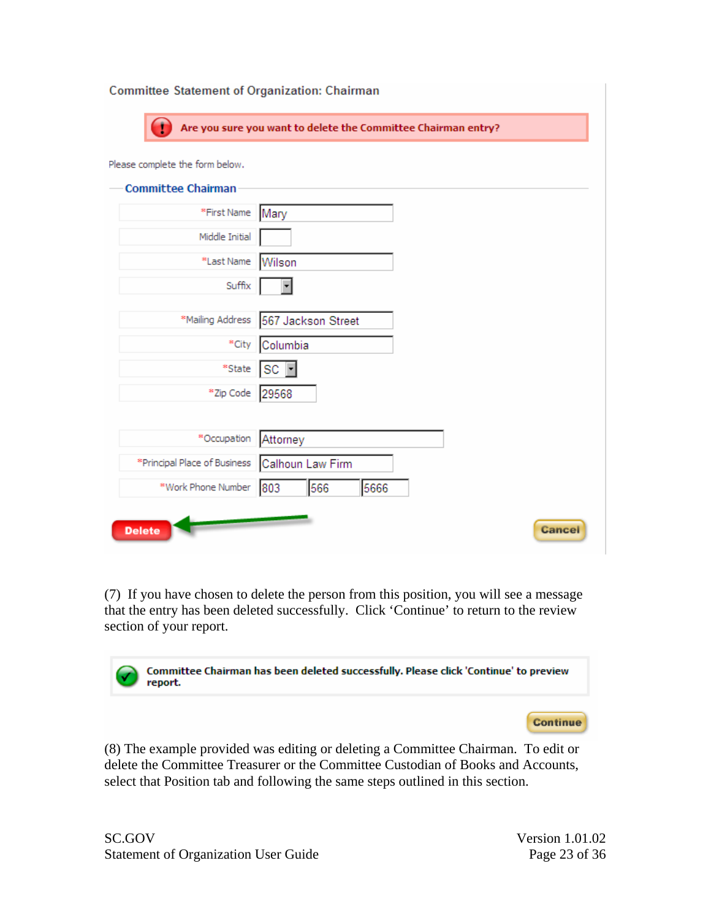Committee Statement of Organization: Chairman

**Are you sure you want to delete the Committee Chairman entry?**

Please complete the form below.

**Committee Chairman**

| Field | Value |
|---|---|
| *First Name | Mary |
| Middle Initial | |
| *Last Name | Wilson |
| Suffix | |
| *Mailing Address | 567 Jackson Street |
| *City | Columbia |
| *State | SC |
| *Zip Code | 29568 |
| *Occupation | Attorney |
| *Principal Place of Business | Calhoun Law Firm |
| *Work Phone Number | 803 566 5666 |

Delete    Cancel

(7) If you have chosen to delete the person from this position, you will see a message that the entry has been deleted successfully. Click 'Continue' to return to the review section of your report.

**Committee Chairman has been deleted successfully. Please click 'Continue' to preview report.**

Continue

(8) The example provided was editing or deleting a Committee Chairman. To edit or delete the Committee Treasurer or the Committee Custodian of Books and Accounts, select that Position tab and following the same steps outlined in this section.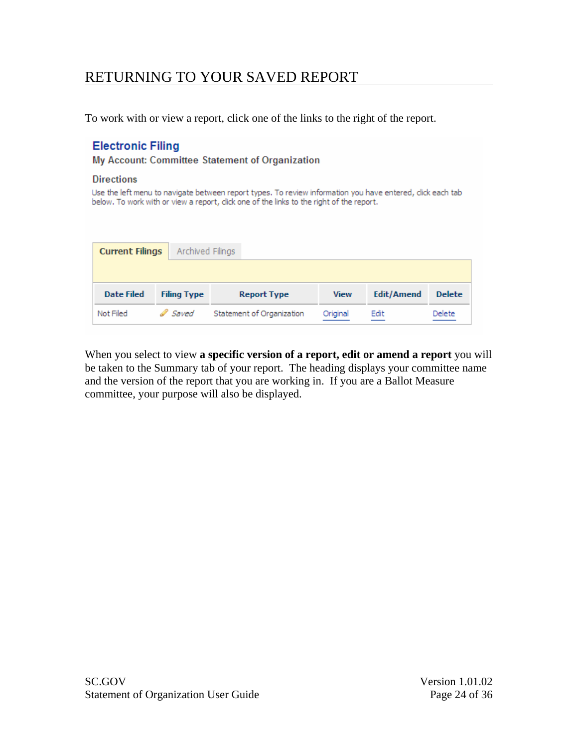# RETURNING TO YOUR SAVED REPORT

To work with or view a report, click one of the links to the right of the report.

**Electronic Filing**

**My Account: Committee Statement of Organization**

**Directions**

Use the left menu to navigate between report types. To review information you have entered, click each tab below. To work with or view a report, click one of the links to the right of the report.

**Current Filings** | Archived Filings

| Date Filed | Filing Type | Report Type | View | Edit/Amend | Delete |
|---|---|---|---|---|---|
| Not Filed | *Saved* | Statement of Organization | Original | Edit | Delete |

When you select to view **a specific version of a report, edit or amend a report** you will be taken to the Summary tab of your report. The heading displays your committee name and the version of the report that you are working in. If you are a Ballot Measure committee, your purpose will also be displayed.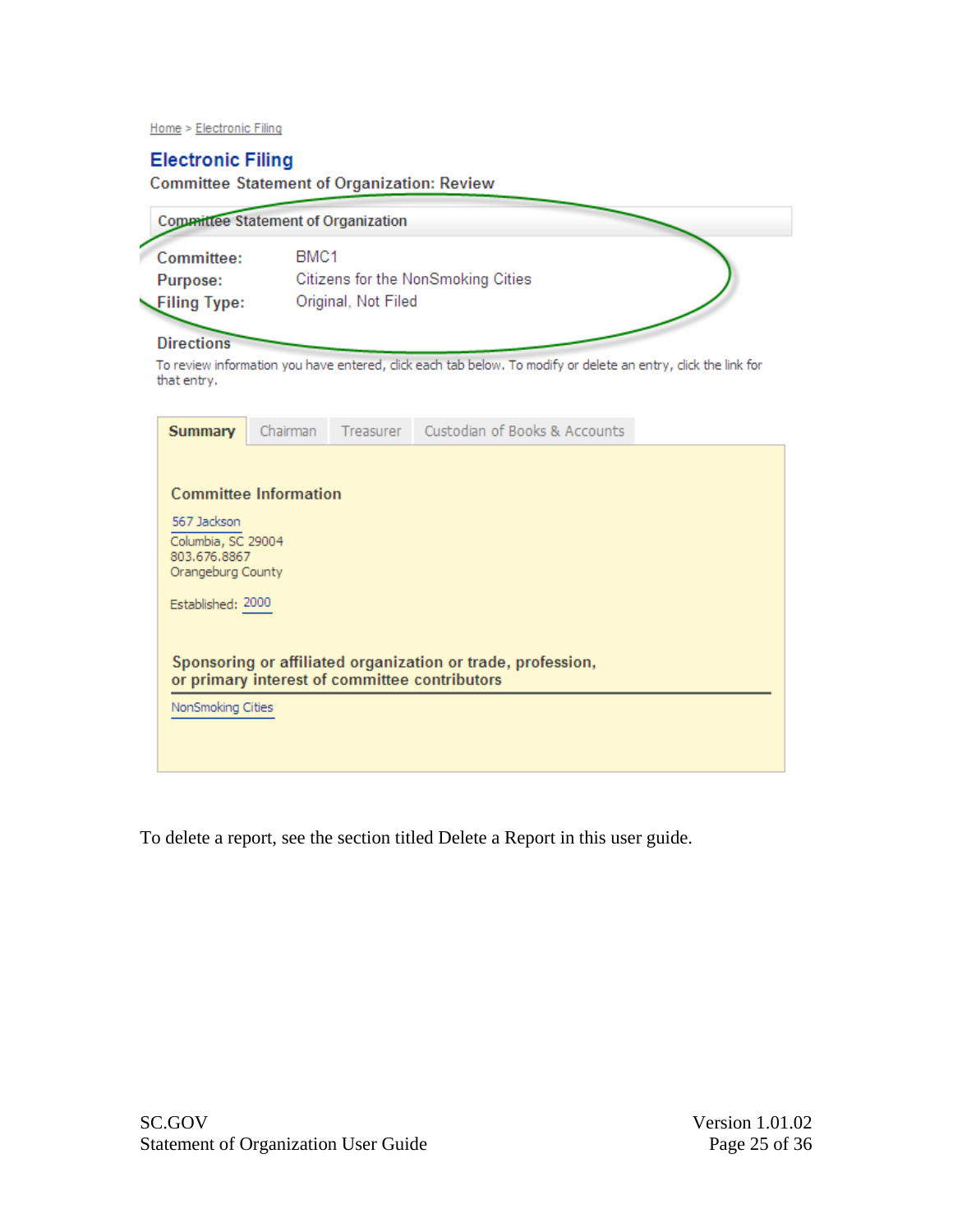Home > Electronic Filing

## Electronic Filing

**Committee Statement of Organization: Review**

Committee Statement of Organization

**Committee:** BMC1
**Purpose:** Citizens for the NonSmoking Cities
**Filing Type:** Original, Not Filed

**Directions**

To review information you have entered, click each tab below. To modify or delete an entry, click the link for that entry.

**Summary** | Chairman | Treasurer | Custodian of Books & Accounts

**Committee Information**

567 Jackson
Columbia, SC 29004
803.676.8867
Orangeburg County

Established: 2000

**Sponsoring or affiliated organization or trade, profession, or primary interest of committee contributors**

NonSmoking Cities

To delete a report, see the section titled Delete a Report in this user guide.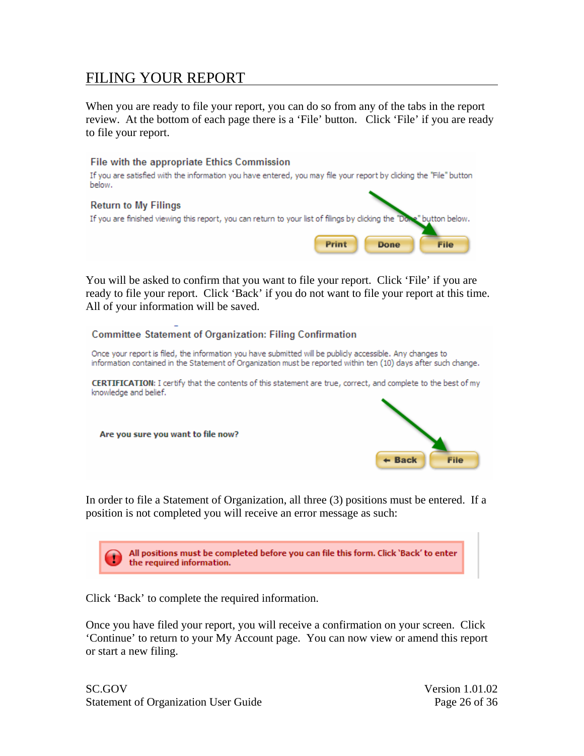## FILING YOUR REPORT

When you are ready to file your report, you can do so from any of the tabs in the report review. At the bottom of each page there is a 'File' button. Click 'File' if you are ready to file your report.

File with the appropriate Ethics Commission

If you are satisfied with the information you have entered, you may file your report by clicking the "File" button below.

Return to My Filings

If you are finished viewing this report, you can return to your list of filings by clicking the "Done" button below.

Print Done File

You will be asked to confirm that you want to file your report. Click 'File' if you are ready to file your report. Click 'Back' if you do not want to file your report at this time. All of your information will be saved.

Committee Statement of Organization: Filing Confirmation

Once your report is filed, the information you have submitted will be publicly accessible. Any changes to information contained in the Statement of Organization must be reported within ten (10) days after such change.

**CERTIFICATION:** I certify that the contents of this statement are true, correct, and complete to the best of my knowledge and belief.

**Are you sure you want to file now?**

Back File

In order to file a Statement of Organization, all three (3) positions must be entered. If a position is not completed you will receive an error message as such:

**All positions must be completed before you can file this form. Click 'Back' to enter the required information.**

Click 'Back' to complete the required information.

Once you have filed your report, you will receive a confirmation on your screen. Click 'Continue' to return to your My Account page. You can now view or amend this report or start a new filing.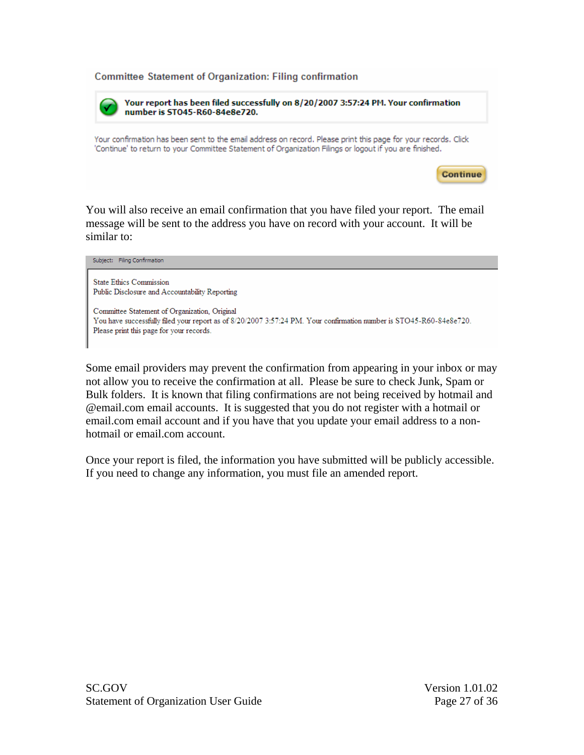Committee Statement of Organization: Filing confirmation

**Your report has been filed successfully on 8/20/2007 3:57:24 PM. Your confirmation number is STO45-R60-84e8e720.**

Your confirmation has been sent to the email address on record. Please print this page for your records. Click 'Continue' to return to your Committee Statement of Organization Filings or logout if you are finished.

Continue

You will also receive an email confirmation that you have filed your report. The email message will be sent to the address you have on record with your account. It will be similar to:

Subject: Filing Confirmation

State Ethics Commission
Public Disclosure and Accountability Reporting

Committee Statement of Organization, Original
You have successfully filed your report as of 8/20/2007 3:57:24 PM. Your confirmation number is STO45-R60-84e8e720.
Please print this page for your records.

Some email providers may prevent the confirmation from appearing in your inbox or may not allow you to receive the confirmation at all. Please be sure to check Junk, Spam or Bulk folders. It is known that filing confirmations are not being received by hotmail and @email.com email accounts. It is suggested that you do not register with a hotmail or email.com email account and if you have that you update your email address to a non-hotmail or email.com account.

Once your report is filed, the information you have submitted will be publicly accessible. If you need to change any information, you must file an amended report.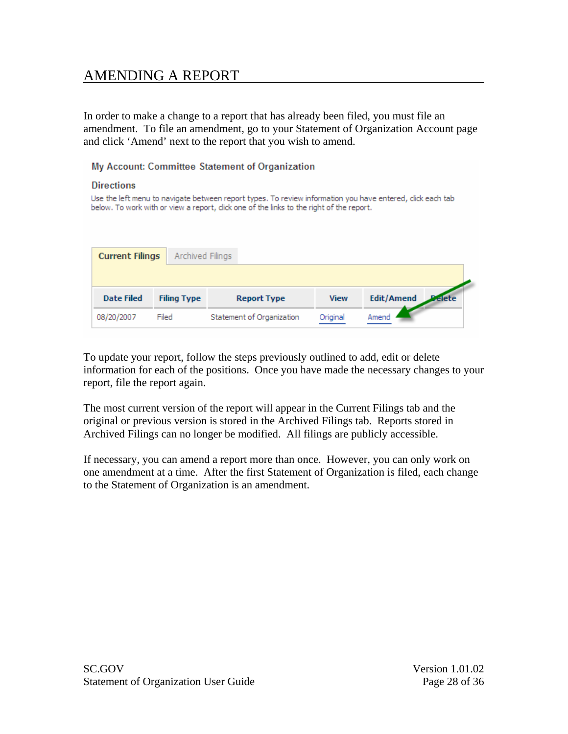# AMENDING A REPORT

In order to make a change to a report that has already been filed, you must file an amendment. To file an amendment, go to your Statement of Organization Account page and click 'Amend' next to the report that you wish to amend.

**My Account: Committee Statement of Organization**

**Directions**

Use the left menu to navigate between report types. To review information you have entered, click each tab below. To work with or view a report, click one of the links to the right of the report.

**Current Filings** | Archived Filings

| Date Filed | Filing Type | Report Type | View | Edit/Amend | Delete |
|---|---|---|---|---|---|
| 08/20/2007 | Filed | Statement of Organization | Original | Amend | |

To update your report, follow the steps previously outlined to add, edit or delete information for each of the positions. Once you have made the necessary changes to your report, file the report again.

The most current version of the report will appear in the Current Filings tab and the original or previous version is stored in the Archived Filings tab. Reports stored in Archived Filings can no longer be modified. All filings are publicly accessible.

If necessary, you can amend a report more than once. However, you can only work on one amendment at a time. After the first Statement of Organization is filed, each change to the Statement of Organization is an amendment.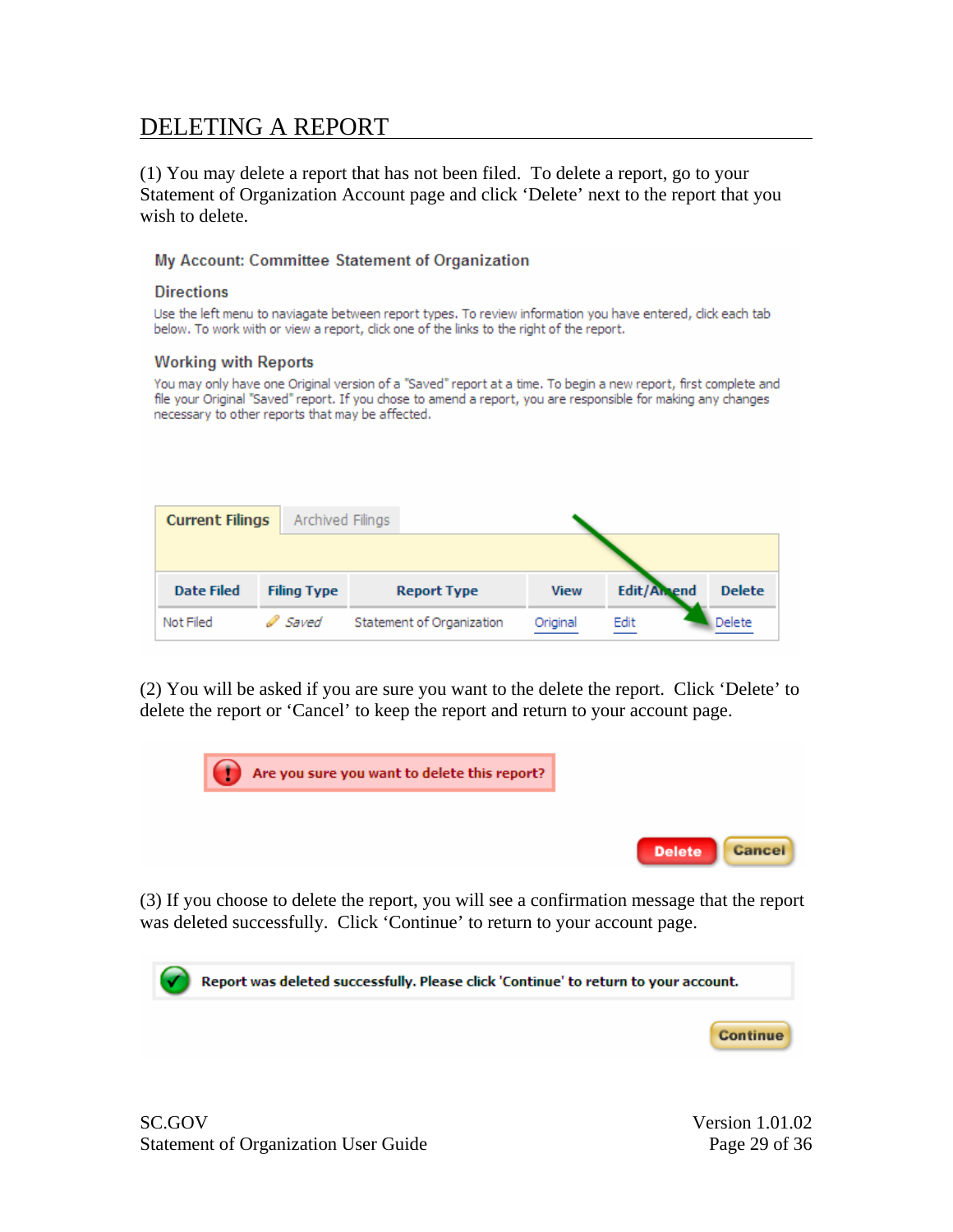# DELETING A REPORT

(1) You may delete a report that has not been filed. To delete a report, go to your Statement of Organization Account page and click 'Delete' next to the report that you wish to delete.

**My Account: Committee Statement of Organization**

**Directions**

Use the left menu to naviagate between report types. To review information you have entered, click each tab below. To work with or view a report, click one of the links to the right of the report.

**Working with Reports**

You may only have one Original version of a "Saved" report at a time. To begin a new report, first complete and file your Original "Saved" report. If you chose to amend a report, you are responsible for making any changes necessary to other reports that may be affected.

**Current Filings** | Archived Filings

| Date Filed | Filing Type | Report Type | View | Edit/Amend | Delete |
|---|---|---|---|---|---|
| Not Filed | *Saved* | Statement of Organization | Original | Edit | Delete |

(2) You will be asked if you are sure you want to the delete the report. Click 'Delete' to delete the report or 'Cancel' to keep the report and return to your account page.

**Are you sure you want to delete this report?**

**Delete** **Cancel**

(3) If you choose to delete the report, you will see a confirmation message that the report was deleted successfully. Click 'Continue' to return to your account page.

**Report was deleted successfully. Please click 'Continue' to return to your account.**

**Continue**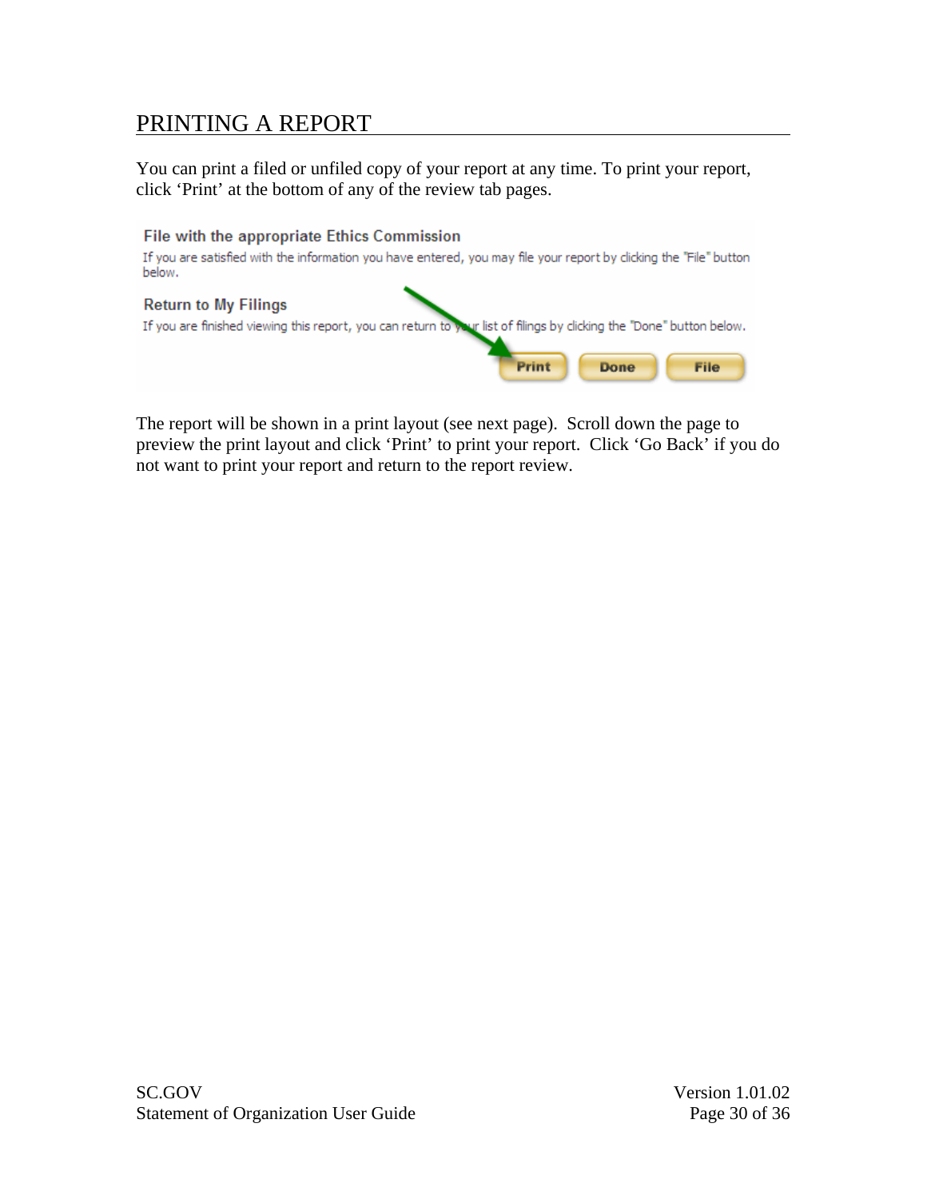# PRINTING A REPORT

You can print a filed or unfiled copy of your report at any time. To print your report, click ‘Print’ at the bottom of any of the review tab pages.

The report will be shown in a print layout (see next page). Scroll down the page to preview the print layout and click ‘Print’ to print your report. Click ‘Go Back’ if you do not want to print your report and return to the report review.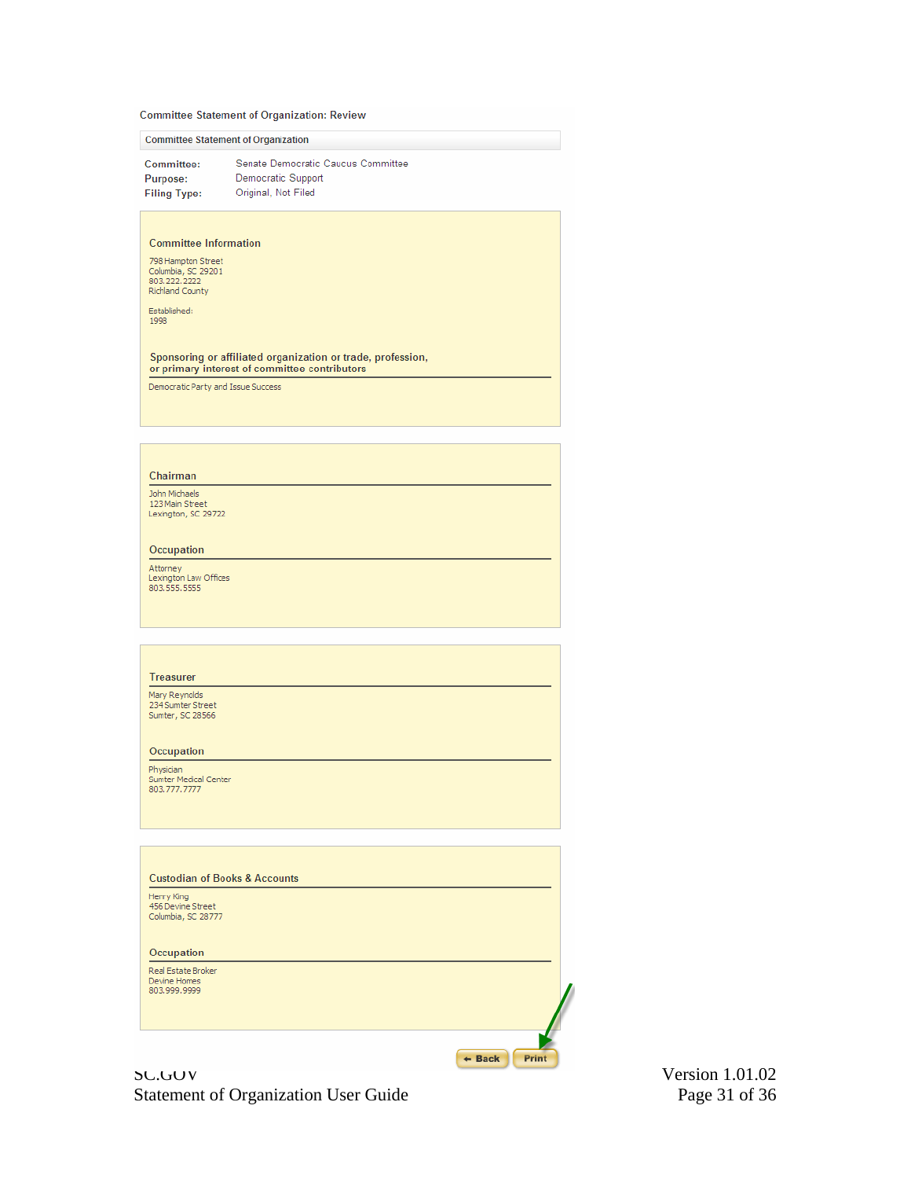Committee Statement of Organization: Review

Committee Statement of Organization

**Committee:** Senate Democratic Caucus Committee
**Purpose:** Democratic Support
**Filing Type:** Original, Not Filed

### Committee Information

798 Hampton Street
Columbia, SC 29201
803.222.2222
Richland County

Established:
1998

### Sponsoring or affiliated organization or trade, profession, or primary interest of committee contributors

Democratic Party and Issue Success

### Chairman

John Michaels
123 Main Street
Lexington, SC 29722

### Occupation

Attorney
Lexington Law Offices
803.555.5555

### Treasurer

Mary Reynolds
234 Sumter Street
Sumter, SC 28566

### Occupation

Physician
Sumter Medical Center
803.777.7777

### Custodian of Books & Accounts

Henry King
456 Devine Street
Columbia, SC 28777

### Occupation

Real Estate Broker
Devine Homes
803.999.9999

Back | Print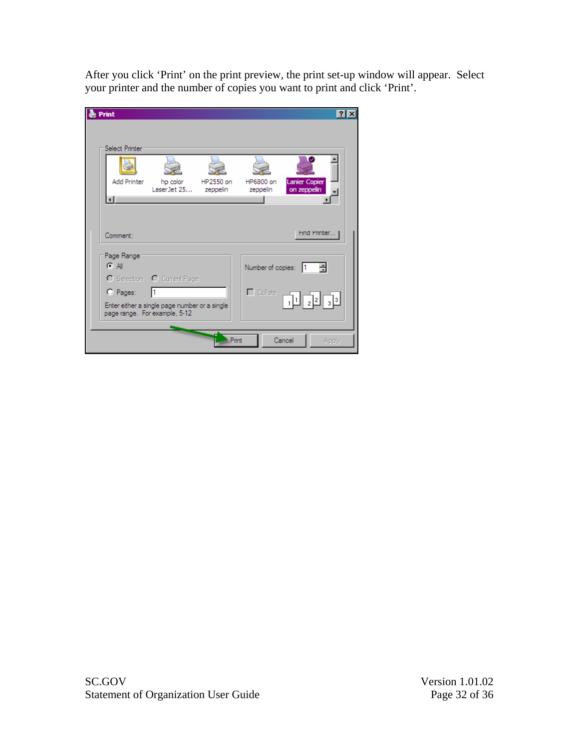After you click 'Print' on the print preview, the print set-up window will appear. Select your printer and the number of copies you want to print and click 'Print'.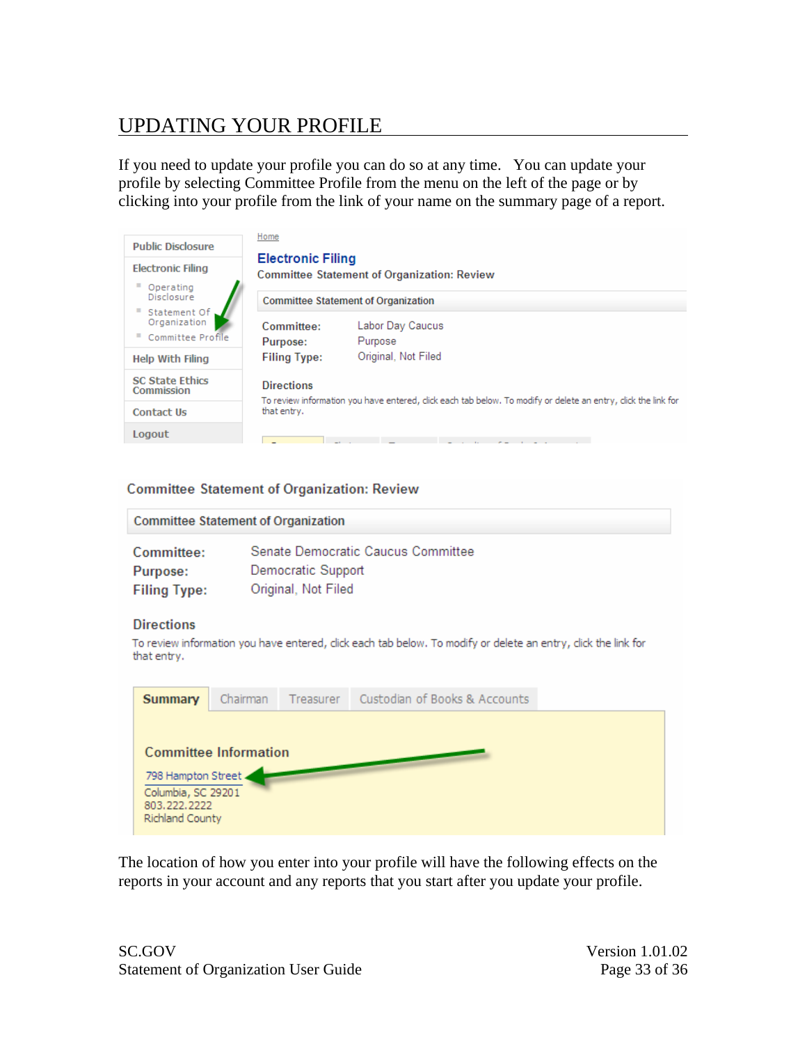# UPDATING YOUR PROFILE

If you need to update your profile you can do so at any time. You can update your profile by selecting Committee Profile from the menu on the left of the page or by clicking into your profile from the link of your name on the summary page of a report.

The location of how you enter into your profile will have the following effects on the reports in your account and any reports that you start after you update your profile.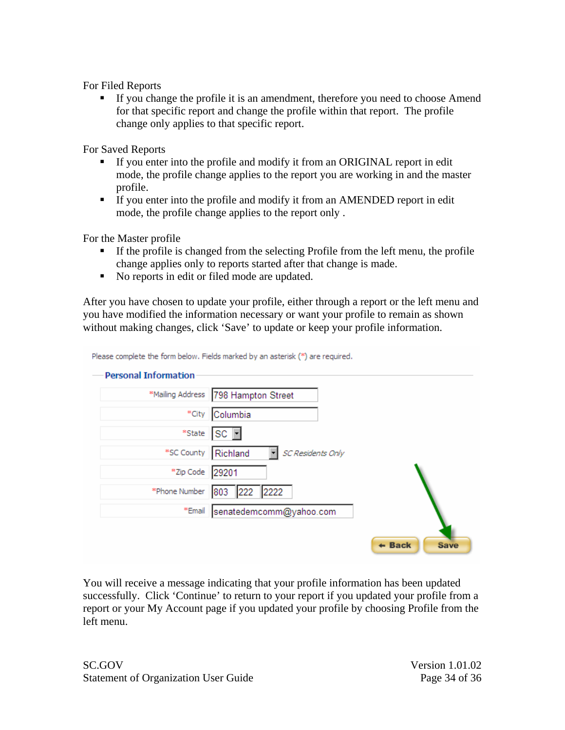For Filed Reports

- If you change the profile it is an amendment, therefore you need to choose Amend for that specific report and change the profile within that report. The profile change only applies to that specific report.

For Saved Reports

- If you enter into the profile and modify it from an ORIGINAL report in edit mode, the profile change applies to the report you are working in and the master profile.
- If you enter into the profile and modify it from an AMENDED report in edit mode, the profile change applies to the report only .

For the Master profile

- If the profile is changed from the selecting Profile from the left menu, the profile change applies only to reports started after that change is made.
- No reports in edit or filed mode are updated.

After you have chosen to update your profile, either through a report or the left menu and you have modified the information necessary or want your profile to remain as shown without making changes, click 'Save' to update or keep your profile information.

Please complete the form below. Fields marked by an asterisk (*) are required.

**Personal Information**

| Field | Value |
|---|---|
| *Mailing Address | 798 Hampton Street |
| *City | Columbia |
| *State | SC |
| *SC County | Richland — *SC Residents Only* |
| *Zip Code | 29201 |
| *Phone Number | 803 222 2222 |
| *Email | senatedemcomm@yahoo.com |

← Back | Save

You will receive a message indicating that your profile information has been updated successfully. Click 'Continue' to return to your report if you updated your profile from a report or your My Account page if you updated your profile by choosing Profile from the left menu.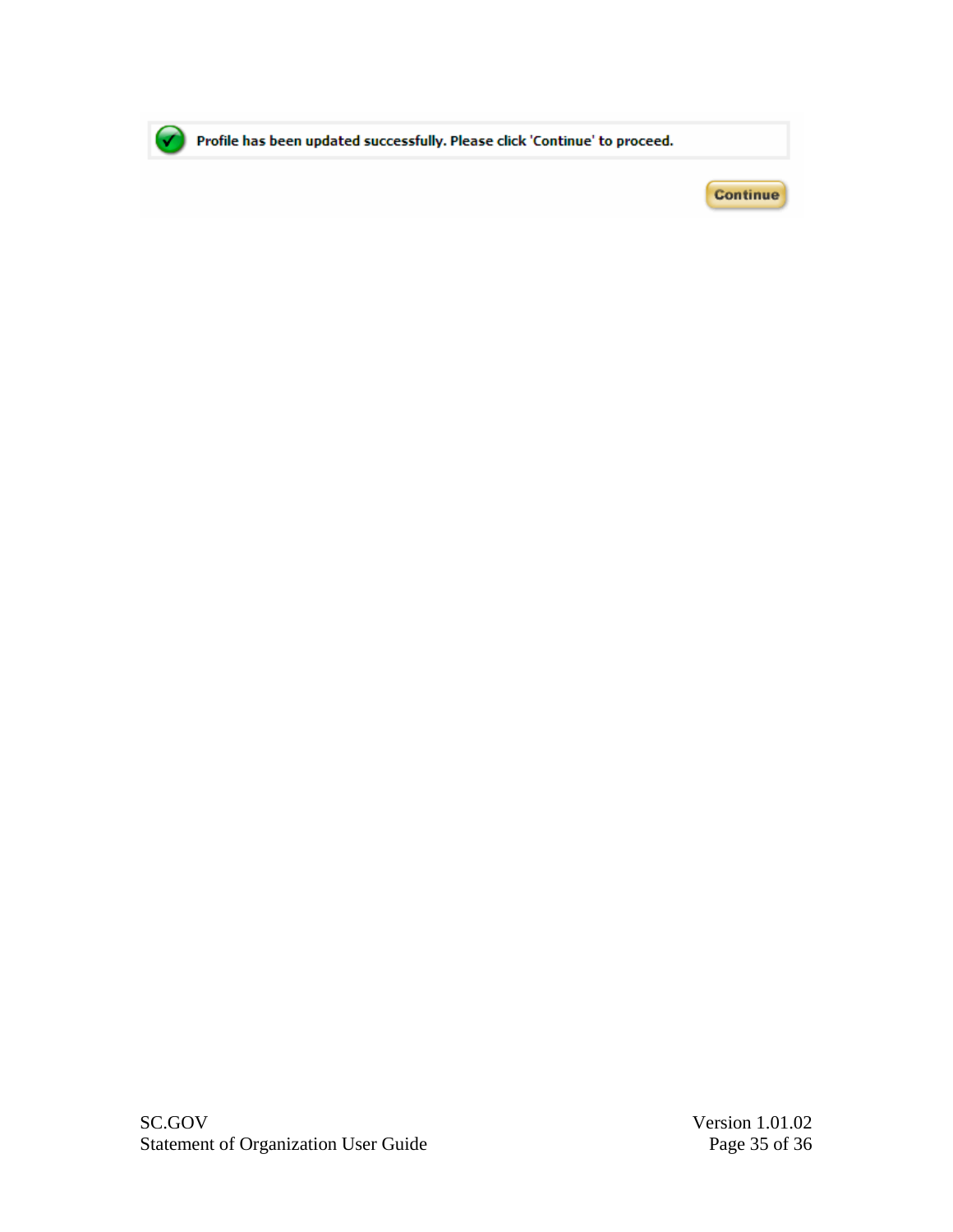Profile has been updated successfully. Please click 'Continue' to proceed.

Continue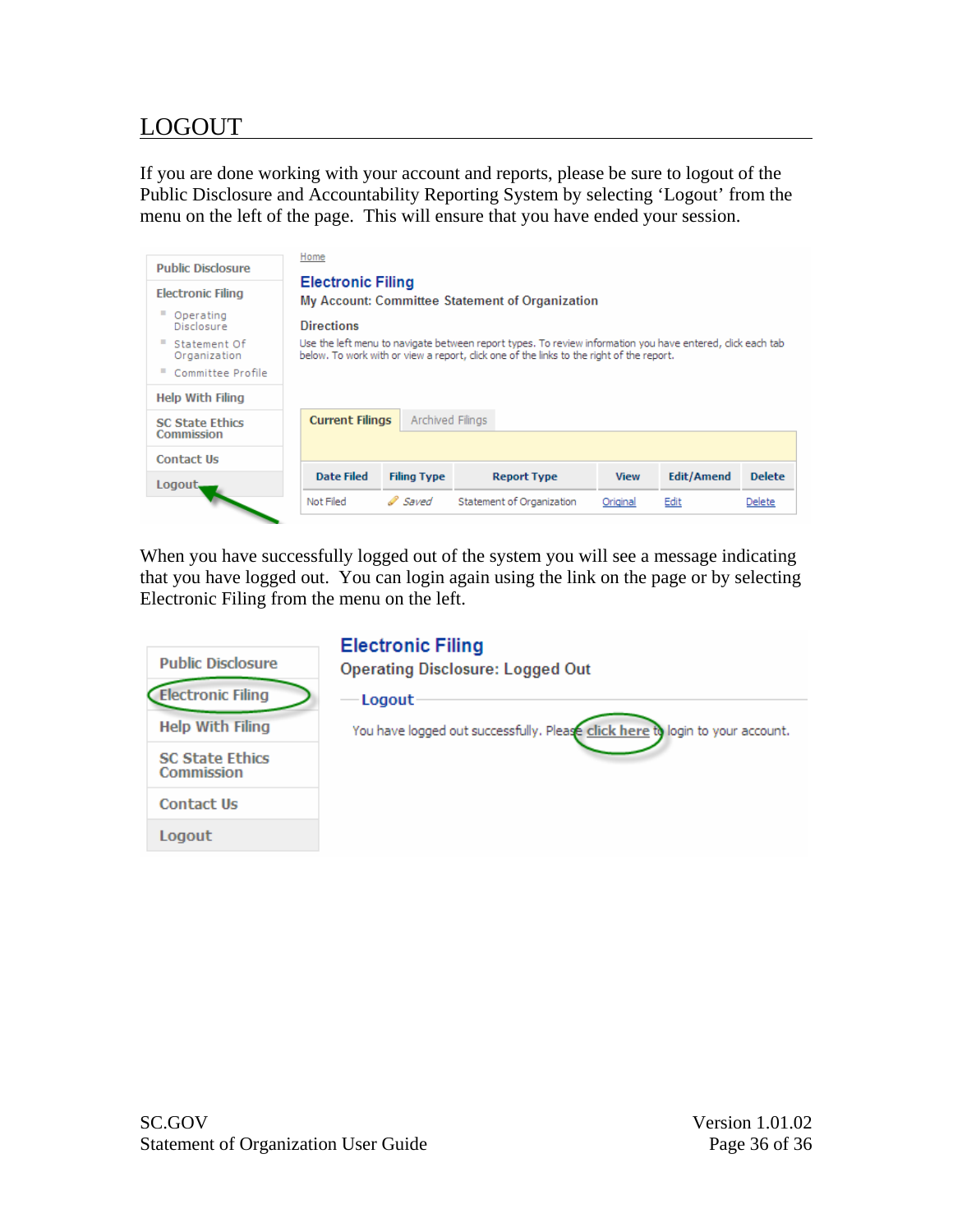# LOGOUT

If you are done working with your account and reports, please be sure to logout of the Public Disclosure and Accountability Reporting System by selecting 'Logout' from the menu on the left of the page. This will ensure that you have ended your session.

When you have successfully logged out of the system you will see a message indicating that you have logged out. You can login again using the link on the page or by selecting Electronic Filing from the menu on the left.